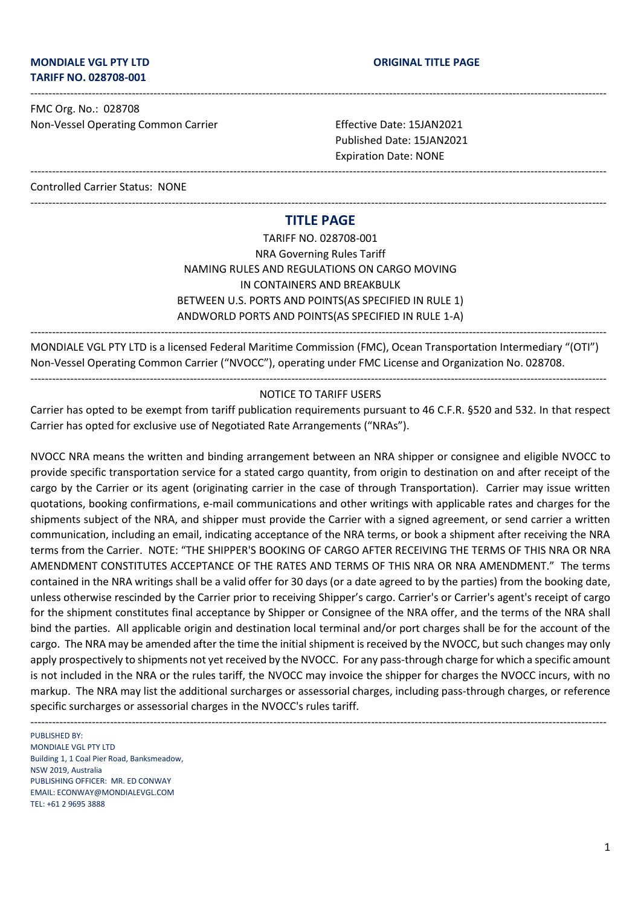**MONDIALE VGL PTY LTD**
**TARIFF NO. 028708-001**

**ORIGINAL TITLE PAGE**

---

FMC Org. No.: 028708
Non-Vessel Operating Common Carrier

Effective Date: 15JAN2021
Published Date: 15JAN2021
Expiration Date: NONE

---

Controlled Carrier Status: NONE

---

# TITLE PAGE

TARIFF NO. 028708-001
NRA Governing Rules Tariff
NAMING RULES AND REGULATIONS ON CARGO MOVING
IN CONTAINERS AND BREAKBULK
BETWEEN U.S. PORTS AND POINTS(AS SPECIFIED IN RULE 1)
ANDWORLD PORTS AND POINTS(AS SPECIFIED IN RULE 1-A)

---

MONDIALE VGL PTY LTD is a licensed Federal Maritime Commission (FMC), Ocean Transportation Intermediary "(OTI)" Non-Vessel Operating Common Carrier ("NVOCC"), operating under FMC License and Organization No. 028708.

---

NOTICE TO TARIFF USERS

Carrier has opted to be exempt from tariff publication requirements pursuant to 46 C.F.R. §520 and 532. In that respect Carrier has opted for exclusive use of Negotiated Rate Arrangements ("NRAs").

NVOCC NRA means the written and binding arrangement between an NRA shipper or consignee and eligible NVOCC to provide specific transportation service for a stated cargo quantity, from origin to destination on and after receipt of the cargo by the Carrier or its agent (originating carrier in the case of through Transportation). Carrier may issue written quotations, booking confirmations, e-mail communications and other writings with applicable rates and charges for the shipments subject of the NRA, and shipper must provide the Carrier with a signed agreement, or send carrier a written communication, including an email, indicating acceptance of the NRA terms, or book a shipment after receiving the NRA terms from the Carrier. NOTE: "THE SHIPPER'S BOOKING OF CARGO AFTER RECEIVING THE TERMS OF THIS NRA OR NRA AMENDMENT CONSTITUTES ACCEPTANCE OF THE RATES AND TERMS OF THIS NRA OR NRA AMENDMENT." The terms contained in the NRA writings shall be a valid offer for 30 days (or a date agreed to by the parties) from the booking date, unless otherwise rescinded by the Carrier prior to receiving Shipper's cargo. Carrier's or Carrier's agent's receipt of cargo for the shipment constitutes final acceptance by Shipper or Consignee of the NRA offer, and the terms of the NRA shall bind the parties. All applicable origin and destination local terminal and/or port charges shall be for the account of the cargo. The NRA may be amended after the time the initial shipment is received by the NVOCC, but such changes may only apply prospectively to shipments not yet received by the NVOCC. For any pass-through charge for which a specific amount is not included in the NRA or the rules tariff, the NVOCC may invoice the shipper for charges the NVOCC incurs, with no markup. The NRA may list the additional surcharges or assessorial charges, including pass-through charges, or reference specific surcharges or assessorial charges in the NVOCC's rules tariff.

---

PUBLISHED BY:
MONDIALE VGL PTY LTD
Building 1, 1 Coal Pier Road, Banksmeadow,
NSW 2019, Australia
PUBLISHING OFFICER: MR. ED CONWAY
EMAIL: ECONWAY@MONDIALEVGL.COM
TEL: +61 2 9695 3888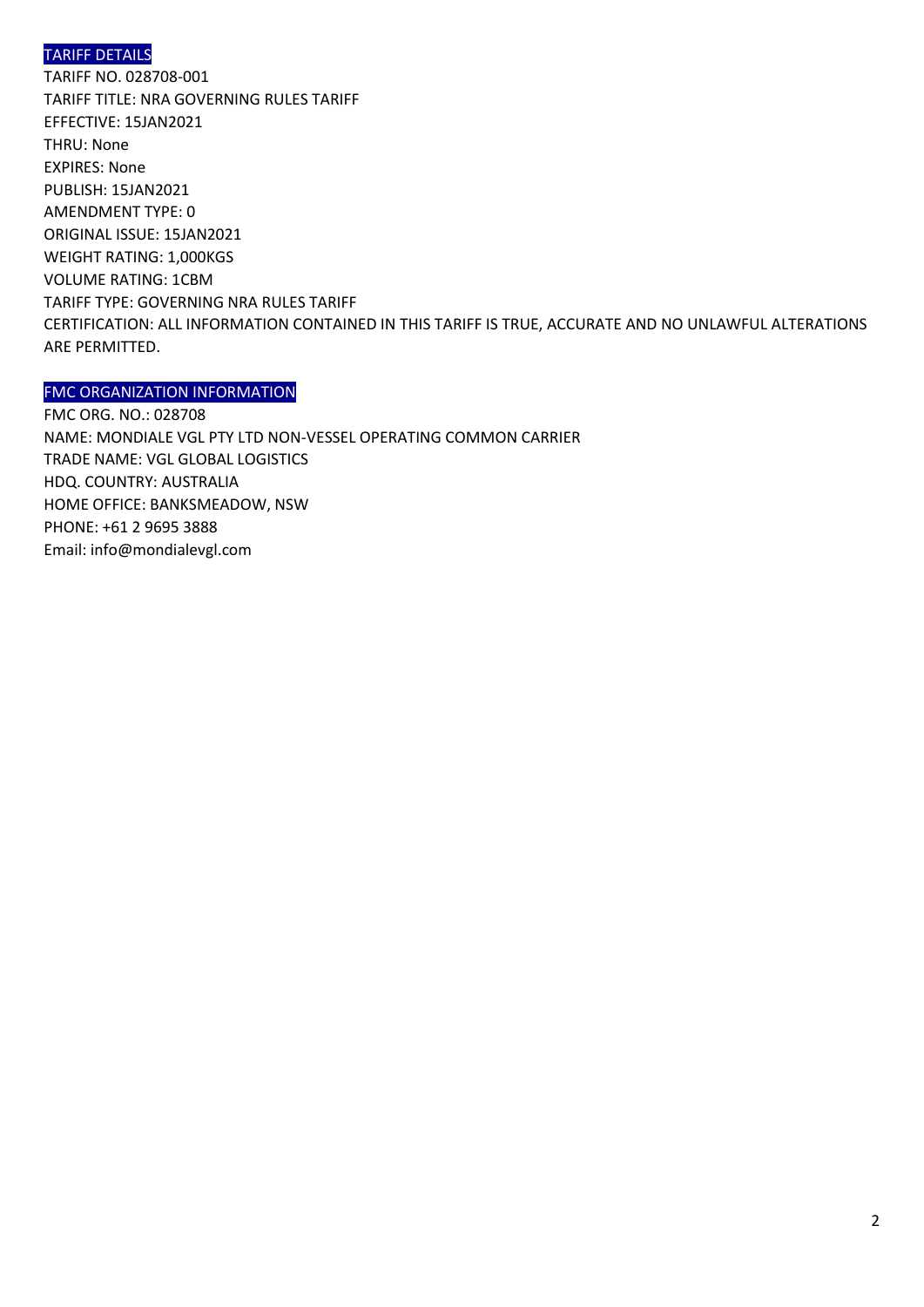## TARIFF DETAILS

TARIFF NO. 028708-001
TARIFF TITLE: NRA GOVERNING RULES TARIFF
EFFECTIVE: 15JAN2021
THRU: None
EXPIRES: None
PUBLISH: 15JAN2021
AMENDMENT TYPE: 0
ORIGINAL ISSUE: 15JAN2021
WEIGHT RATING: 1,000KGS
VOLUME RATING: 1CBM
TARIFF TYPE: GOVERNING NRA RULES TARIFF
CERTIFICATION: ALL INFORMATION CONTAINED IN THIS TARIFF IS TRUE, ACCURATE AND NO UNLAWFUL ALTERATIONS ARE PERMITTED.

## FMC ORGANIZATION INFORMATION

FMC ORG. NO.: 028708
NAME: MONDIALE VGL PTY LTD NON-VESSEL OPERATING COMMON CARRIER
TRADE NAME: VGL GLOBAL LOGISTICS
HDQ. COUNTRY: AUSTRALIA
HOME OFFICE: BANKSMEADOW, NSW
PHONE: +61 2 9695 3888
Email: info@mondialevgl.com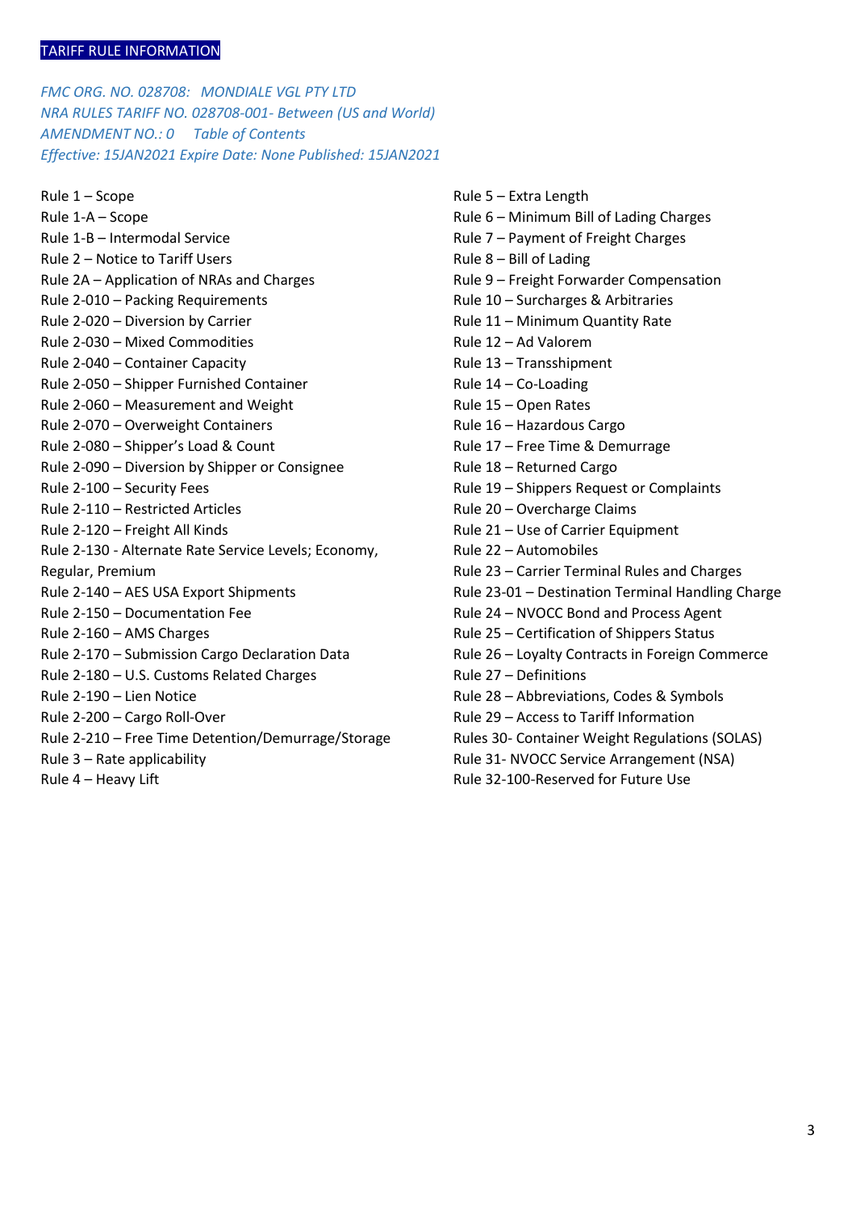## TARIFF RULE INFORMATION

*FMC ORG. NO. 028708: MONDIALE VGL PTY LTD*
*NRA RULES TARIFF NO. 028708-001- Between (US and World)*
*AMENDMENT NO.: 0 Table of Contents*
*Effective: 15JAN2021 Expire Date: None Published: 15JAN2021*

Rule 1 – Scope
Rule 1-A – Scope
Rule 1-B – Intermodal Service
Rule 2 – Notice to Tariff Users
Rule 2A – Application of NRAs and Charges
Rule 2-010 – Packing Requirements
Rule 2-020 – Diversion by Carrier
Rule 2-030 – Mixed Commodities
Rule 2-040 – Container Capacity
Rule 2-050 – Shipper Furnished Container
Rule 2-060 – Measurement and Weight
Rule 2-070 – Overweight Containers
Rule 2-080 – Shipper's Load & Count
Rule 2-090 – Diversion by Shipper or Consignee
Rule 2-100 – Security Fees
Rule 2-110 – Restricted Articles
Rule 2-120 – Freight All Kinds
Rule 2-130 - Alternate Rate Service Levels; Economy, Regular, Premium
Rule 2-140 – AES USA Export Shipments
Rule 2-150 – Documentation Fee
Rule 2-160 – AMS Charges
Rule 2-170 – Submission Cargo Declaration Data
Rule 2-180 – U.S. Customs Related Charges
Rule 2-190 – Lien Notice
Rule 2-200 – Cargo Roll-Over
Rule 2-210 – Free Time Detention/Demurrage/Storage
Rule 3 – Rate applicability
Rule 4 – Heavy Lift
Rule 5 – Extra Length
Rule 6 – Minimum Bill of Lading Charges
Rule 7 – Payment of Freight Charges
Rule 8 – Bill of Lading
Rule 9 – Freight Forwarder Compensation
Rule 10 – Surcharges & Arbitraries
Rule 11 – Minimum Quantity Rate
Rule 12 – Ad Valorem
Rule 13 – Transshipment
Rule 14 – Co-Loading
Rule 15 – Open Rates
Rule 16 – Hazardous Cargo
Rule 17 – Free Time & Demurrage
Rule 18 – Returned Cargo
Rule 19 – Shippers Request or Complaints
Rule 20 – Overcharge Claims
Rule 21 – Use of Carrier Equipment
Rule 22 – Automobiles
Rule 23 – Carrier Terminal Rules and Charges
Rule 23-01 – Destination Terminal Handling Charge
Rule 24 – NVOCC Bond and Process Agent
Rule 25 – Certification of Shippers Status
Rule 26 – Loyalty Contracts in Foreign Commerce
Rule 27 – Definitions
Rule 28 – Abbreviations, Codes & Symbols
Rule 29 – Access to Tariff Information
Rules 30- Container Weight Regulations (SOLAS)
Rule 31- NVOCC Service Arrangement (NSA)
Rule 32-100-Reserved for Future Use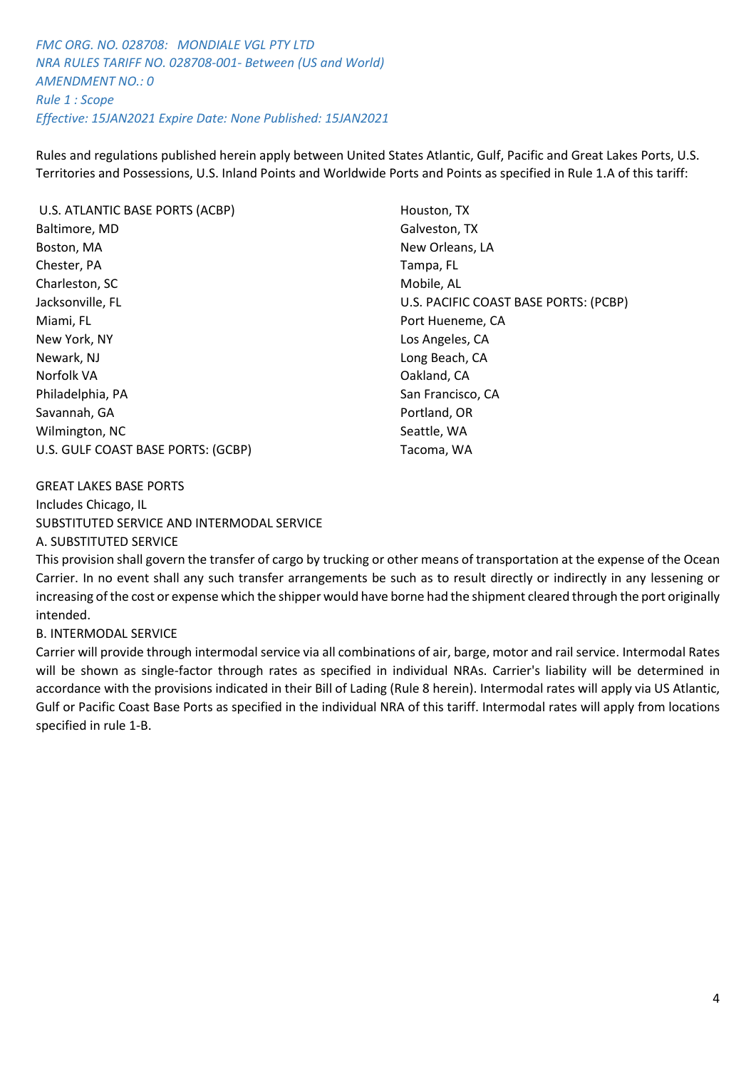*FMC ORG. NO. 028708: MONDIALE VGL PTY LTD*
*NRA RULES TARIFF NO. 028708-001- Between (US and World)*
*AMENDMENT NO.: 0*
*Rule 1 : Scope*
*Effective: 15JAN2021 Expire Date: None Published: 15JAN2021*

Rules and regulations published herein apply between United States Atlantic, Gulf, Pacific and Great Lakes Ports, U.S. Territories and Possessions, U.S. Inland Points and Worldwide Ports and Points as specified in Rule 1.A of this tariff:

U.S. ATLANTIC BASE PORTS (ACBP)
Baltimore, MD
Boston, MA
Chester, PA
Charleston, SC
Jacksonville, FL
Miami, FL
New York, NY
Newark, NJ
Norfolk VA
Philadelphia, PA
Savannah, GA
Wilmington, NC

U.S. GULF COAST BASE PORTS: (GCBP)
Houston, TX
Galveston, TX
New Orleans, LA
Tampa, FL
Mobile, AL

U.S. PACIFIC COAST BASE PORTS: (PCBP)
Port Hueneme, CA
Los Angeles, CA
Long Beach, CA
Oakland, CA
San Francisco, CA
Portland, OR
Seattle, WA
Tacoma, WA

GREAT LAKES BASE PORTS
Includes Chicago, IL

SUBSTITUTED SERVICE AND INTERMODAL SERVICE

A. SUBSTITUTED SERVICE

This provision shall govern the transfer of cargo by trucking or other means of transportation at the expense of the Ocean Carrier. In no event shall any such transfer arrangements be such as to result directly or indirectly in any lessening or increasing of the cost or expense which the shipper would have borne had the shipment cleared through the port originally intended.

B. INTERMODAL SERVICE

Carrier will provide through intermodal service via all combinations of air, barge, motor and rail service. Intermodal Rates will be shown as single-factor through rates as specified in individual NRAs. Carrier's liability will be determined in accordance with the provisions indicated in their Bill of Lading (Rule 8 herein). Intermodal rates will apply via US Atlantic, Gulf or Pacific Coast Base Ports as specified in the individual NRA of this tariff. Intermodal rates will apply from locations specified in rule 1-B.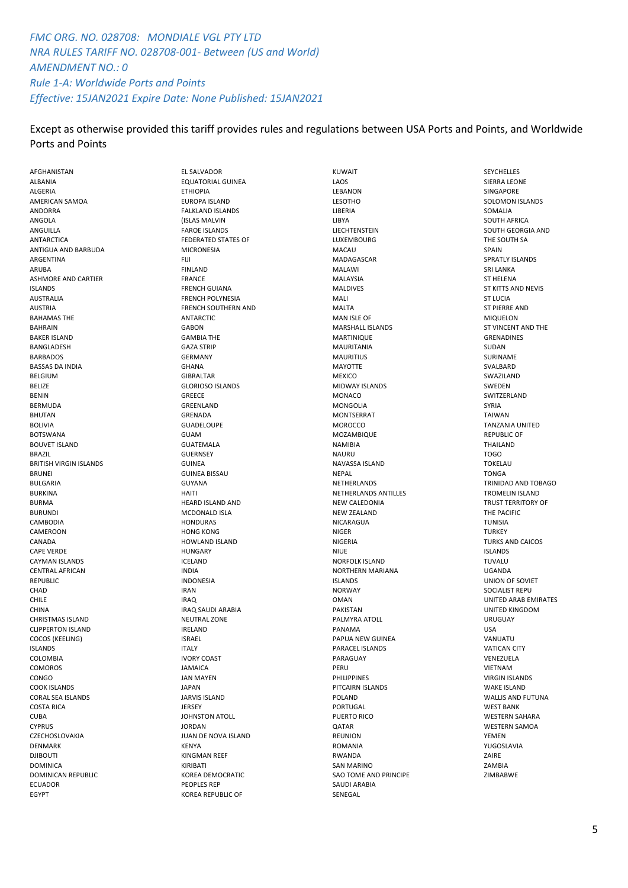*FMC ORG. NO. 028708: MONDIALE VGL PTY LTD*
*NRA RULES TARIFF NO. 028708-001- Between (US and World)*
*AMENDMENT NO.: 0*
*Rule 1-A: Worldwide Ports and Points*
*Effective: 15JAN2021 Expire Date: None Published: 15JAN2021*

Except as otherwise provided this tariff provides rules and regulations between USA Ports and Points, and Worldwide Ports and Points

AFGHANISTAN
ALBANIA
ALGERIA
AMERICAN SAMOA
ANDORRA
ANGOLA
ANGUILLA
ANTARCTICA
ANTIGUA AND BARBUDA
ARGENTINA
ARUBA
ASHMORE AND CARTIER ISLANDS
AUSTRALIA
AUSTRIA
BAHAMAS THE
BAHRAIN
BAKER ISLAND
BANGLADESH
BARBADOS
BASSAS DA INDIA
BELGIUM
BELIZE
BENIN
BERMUDA
BHUTAN
BOLIVIA
BOTSWANA
BOUVET ISLAND
BRAZIL
BRITISH VIRGIN ISLANDS
BRUNEI
BULGARIA
BURKINA
BURMA
BURUNDI
CAMBODIA
CAMEROON
CANADA
CAPE VERDE
CAYMAN ISLANDS
CENTRAL AFRICAN REPUBLIC
CHAD
CHILE
CHINA
CHRISTMAS ISLAND
CLIPPERTON ISLAND
COCOS (KEELING) ISLANDS
COLOMBIA
COMOROS
CONGO
COOK ISLANDS
CORAL SEA ISLANDS
COSTA RICA
CUBA
CYPRUS
CZECHOSLOVAKIA
DENMARK
DJIBOUTI
DOMINICA
DOMINICAN REPUBLIC
ECUADOR
EGYPT
EL SALVADOR
EQUATORIAL GUINEA
ETHIOPIA
EUROPA ISLAND
FALKLAND ISLANDS (ISLAS MALVIN
FAROE ISLANDS
FEDERATED STATES OF MICRONESIA
FIJI
FINLAND
FRANCE
FRENCH GUIANA
FRENCH POLYNESIA
FRENCH SOUTHERN AND ANTARCTIC
GABON
GAMBIA THE
GAZA STRIP
GERMANY
GHANA
GIBRALTAR
GLORIOSO ISLANDS
GREECE
GREENLAND
GRENADA
GUADELOUPE
GUAM
GUATEMALA
GUERNSEY
GUINEA
GUINEA BISSAU
GUYANA
HAITI
HEARD ISLAND AND MCDONALD ISLA
HONDURAS
HONG KONG
HOWLAND ISLAND
HUNGARY
ICELAND
INDIA
INDONESIA
IRAN
IRAQ
IRAQ SAUDI ARABIA NEUTRAL ZONE
IRELAND
ISRAEL
ITALY
IVORY COAST
JAMAICA
JAN MAYEN
JAPAN
JARVIS ISLAND
JERSEY
JOHNSTON ATOLL
JORDAN
JUAN DE NOVA ISLAND
KENYA
KINGMAN REEF
KIRIBATI
KOREA DEMOCRATIC PEOPLES REP
KOREA REPUBLIC OF
KUWAIT
LAOS
LEBANON
LESOTHO
LIBERIA
LIBYA
LIECHTENSTEIN
LUXEMBOURG
MACAU
MADAGASCAR
MALAWI
MALAYSIA
MALDIVES
MALI
MALTA
MAN ISLE OF
MARSHALL ISLANDS
MARTINIQUE
MAURITANIA
MAURITIUS
MAYOTTE
MEXICO
MIDWAY ISLANDS
MONACO
MONGOLIA
MONTSERRAT
MOROCCO
MOZAMBIQUE
NAMIBIA
NAURU
NAVASSA ISLAND
NEPAL
NETHERLANDS
NETHERLANDS ANTILLES
NEW CALEDONIA
NEW ZEALAND
NICARAGUA
NIGER
NIGERIA
NIUE
NORFOLK ISLAND
NORTHERN MARIANA ISLANDS
NORWAY
OMAN
PAKISTAN
PALMYRA ATOLL
PANAMA
PAPUA NEW GUINEA
PARACEL ISLANDS
PARAGUAY
PERU
PHILIPPINES
PITCAIRN ISLANDS
POLAND
PORTUGAL
PUERTO RICO
QATAR
REUNION
ROMANIA
RWANDA
SAN MARINO
SAO TOME AND PRINCIPE
SAUDI ARABIA
SENEGAL
SEYCHELLES
SIERRA LEONE
SINGAPORE
SOLOMON ISLANDS
SOMALIA
SOUTH AFRICA
SOUTH GEORGIA AND THE SOUTH SA
SPAIN
SPRATLY ISLANDS
SRI LANKA
ST HELENA
ST KITTS AND NEVIS
ST LUCIA
ST PIERRE AND MIQUELON
ST VINCENT AND THE GRENADINES
SUDAN
SURINAME
SVALBARD
SWAZILAND
SWEDEN
SWITZERLAND
SYRIA
TAIWAN
TANZANIA UNITED REPUBLIC OF
THAILAND
TOGO
TOKELAU
TONGA
TRINIDAD AND TOBAGO
TROMELIN ISLAND
TRUST TERRITORY OF THE PACIFIC
TUNISIA
TURKEY
TURKS AND CAICOS ISLANDS
TUVALU
UGANDA
UNION OF SOVIET SOCIALIST REPU
UNITED ARAB EMIRATES
UNITED KINGDOM
URUGUAY
USA
VANUATU
VATICAN CITY
VENEZUELA
VIETNAM
VIRGIN ISLANDS
WAKE ISLAND
WALLIS AND FUTUNA
WEST BANK
WESTERN SAHARA
WESTERN SAMOA
YEMEN
YUGOSLAVIA
ZAIRE
ZAMBIA
ZIMBABWE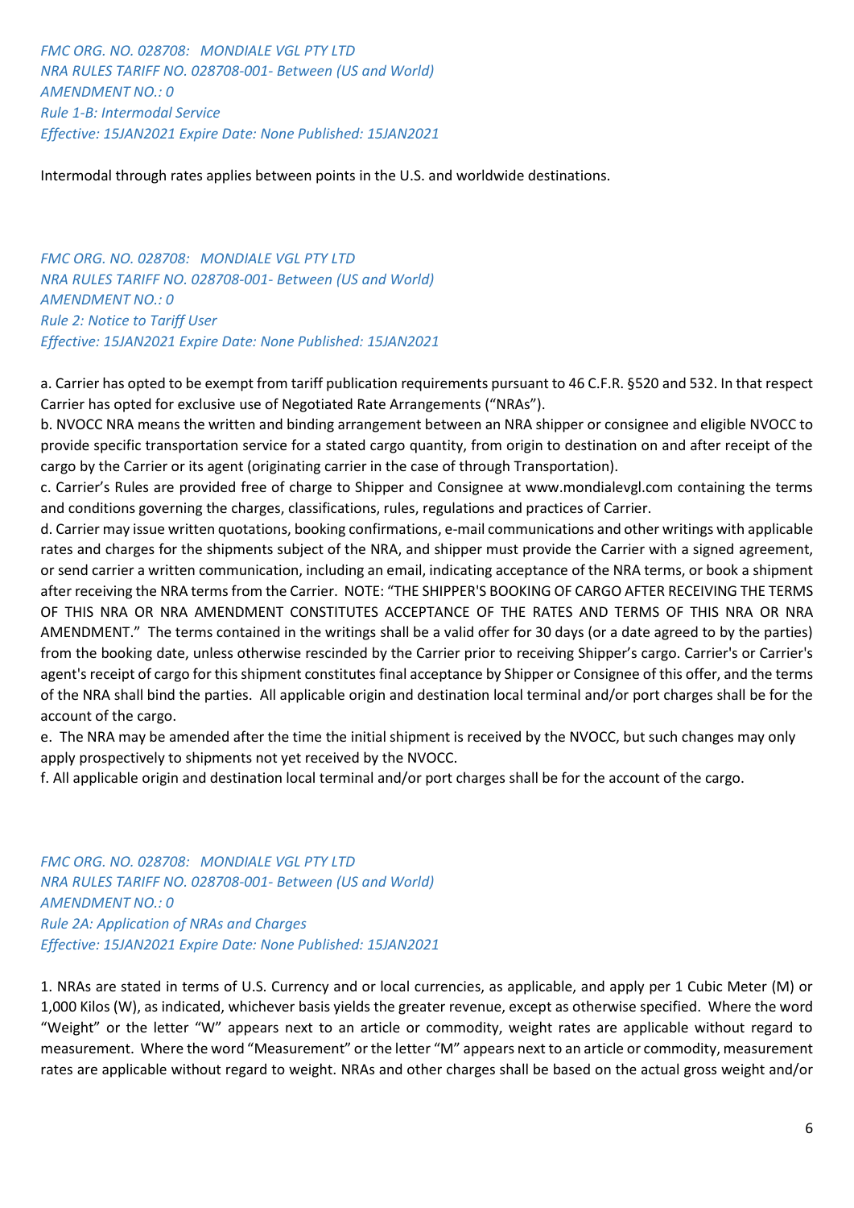*FMC ORG. NO. 028708: MONDIALE VGL PTY LTD*
*NRA RULES TARIFF NO. 028708-001- Between (US and World)*
*AMENDMENT NO.: 0*
*Rule 1-B: Intermodal Service*
*Effective: 15JAN2021 Expire Date: None Published: 15JAN2021*

Intermodal through rates applies between points in the U.S. and worldwide destinations.

*FMC ORG. NO. 028708: MONDIALE VGL PTY LTD*
*NRA RULES TARIFF NO. 028708-001- Between (US and World)*
*AMENDMENT NO.: 0*
*Rule 2: Notice to Tariff User*
*Effective: 15JAN2021 Expire Date: None Published: 15JAN2021*

a. Carrier has opted to be exempt from tariff publication requirements pursuant to 46 C.F.R. §520 and 532. In that respect Carrier has opted for exclusive use of Negotiated Rate Arrangements ("NRAs").
b. NVOCC NRA means the written and binding arrangement between an NRA shipper or consignee and eligible NVOCC to provide specific transportation service for a stated cargo quantity, from origin to destination on and after receipt of the cargo by the Carrier or its agent (originating carrier in the case of through Transportation).
c. Carrier's Rules are provided free of charge to Shipper and Consignee at www.mondialevgl.com containing the terms and conditions governing the charges, classifications, rules, regulations and practices of Carrier.
d. Carrier may issue written quotations, booking confirmations, e-mail communications and other writings with applicable rates and charges for the shipments subject of the NRA, and shipper must provide the Carrier with a signed agreement, or send carrier a written communication, including an email, indicating acceptance of the NRA terms, or book a shipment after receiving the NRA terms from the Carrier. NOTE: "THE SHIPPER'S BOOKING OF CARGO AFTER RECEIVING THE TERMS OF THIS NRA OR NRA AMENDMENT CONSTITUTES ACCEPTANCE OF THE RATES AND TERMS OF THIS NRA OR NRA AMENDMENT." The terms contained in the writings shall be a valid offer for 30 days (or a date agreed to by the parties) from the booking date, unless otherwise rescinded by the Carrier prior to receiving Shipper's cargo. Carrier's or Carrier's agent's receipt of cargo for this shipment constitutes final acceptance by Shipper or Consignee of this offer, and the terms of the NRA shall bind the parties. All applicable origin and destination local terminal and/or port charges shall be for the account of the cargo.
e. The NRA may be amended after the time the initial shipment is received by the NVOCC, but such changes may only apply prospectively to shipments not yet received by the NVOCC.
f. All applicable origin and destination local terminal and/or port charges shall be for the account of the cargo.

*FMC ORG. NO. 028708: MONDIALE VGL PTY LTD*
*NRA RULES TARIFF NO. 028708-001- Between (US and World)*
*AMENDMENT NO.: 0*
*Rule 2A: Application of NRAs and Charges*
*Effective: 15JAN2021 Expire Date: None Published: 15JAN2021*

1. NRAs are stated in terms of U.S. Currency and or local currencies, as applicable, and apply per 1 Cubic Meter (M) or 1,000 Kilos (W), as indicated, whichever basis yields the greater revenue, except as otherwise specified. Where the word "Weight" or the letter "W" appears next to an article or commodity, weight rates are applicable without regard to measurement. Where the word "Measurement" or the letter "M" appears next to an article or commodity, measurement rates are applicable without regard to weight. NRAs and other charges shall be based on the actual gross weight and/or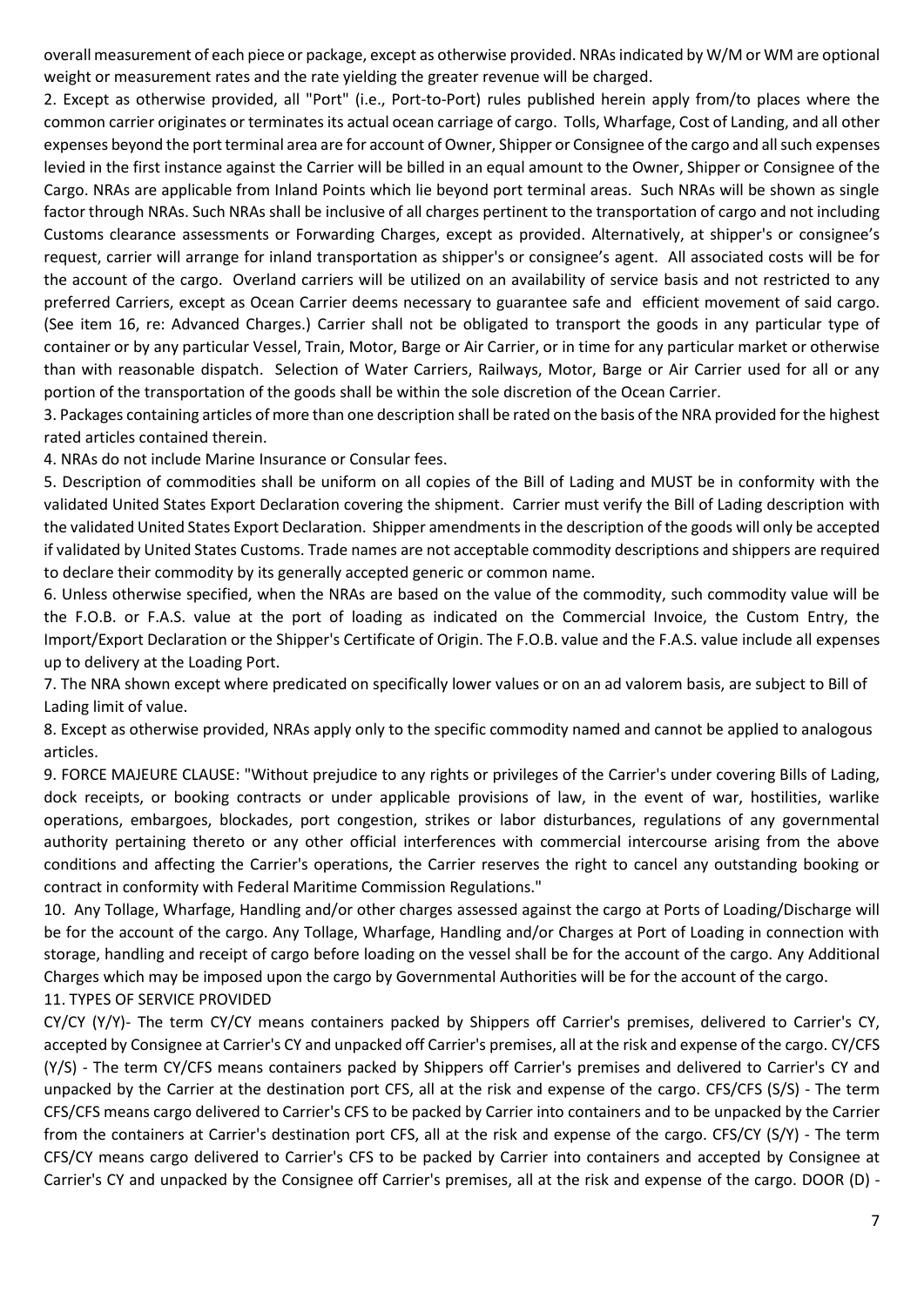overall measurement of each piece or package, except as otherwise provided. NRAs indicated by W/M or WM are optional weight or measurement rates and the rate yielding the greater revenue will be charged.

2. Except as otherwise provided, all "Port" (i.e., Port-to-Port) rules published herein apply from/to places where the common carrier originates or terminates its actual ocean carriage of cargo. Tolls, Wharfage, Cost of Landing, and all other expenses beyond the port terminal area are for account of Owner, Shipper or Consignee of the cargo and all such expenses levied in the first instance against the Carrier will be billed in an equal amount to the Owner, Shipper or Consignee of the Cargo. NRAs are applicable from Inland Points which lie beyond port terminal areas. Such NRAs will be shown as single factor through NRAs. Such NRAs shall be inclusive of all charges pertinent to the transportation of cargo and not including Customs clearance assessments or Forwarding Charges, except as provided. Alternatively, at shipper's or consignee's request, carrier will arrange for inland transportation as shipper's or consignee's agent. All associated costs will be for the account of the cargo. Overland carriers will be utilized on an availability of service basis and not restricted to any preferred Carriers, except as Ocean Carrier deems necessary to guarantee safe and efficient movement of said cargo. (See item 16, re: Advanced Charges.) Carrier shall not be obligated to transport the goods in any particular type of container or by any particular Vessel, Train, Motor, Barge or Air Carrier, or in time for any particular market or otherwise than with reasonable dispatch. Selection of Water Carriers, Railways, Motor, Barge or Air Carrier used for all or any portion of the transportation of the goods shall be within the sole discretion of the Ocean Carrier.

3. Packages containing articles of more than one description shall be rated on the basis of the NRA provided for the highest rated articles contained therein.

4. NRAs do not include Marine Insurance or Consular fees.

5. Description of commodities shall be uniform on all copies of the Bill of Lading and MUST be in conformity with the validated United States Export Declaration covering the shipment. Carrier must verify the Bill of Lading description with the validated United States Export Declaration. Shipper amendments in the description of the goods will only be accepted if validated by United States Customs. Trade names are not acceptable commodity descriptions and shippers are required to declare their commodity by its generally accepted generic or common name.

6. Unless otherwise specified, when the NRAs are based on the value of the commodity, such commodity value will be the F.O.B. or F.A.S. value at the port of loading as indicated on the Commercial Invoice, the Custom Entry, the Import/Export Declaration or the Shipper's Certificate of Origin. The F.O.B. value and the F.A.S. value include all expenses up to delivery at the Loading Port.

7. The NRA shown except where predicated on specifically lower values or on an ad valorem basis, are subject to Bill of Lading limit of value.

8. Except as otherwise provided, NRAs apply only to the specific commodity named and cannot be applied to analogous articles.

9. FORCE MAJEURE CLAUSE: "Without prejudice to any rights or privileges of the Carrier's under covering Bills of Lading, dock receipts, or booking contracts or under applicable provisions of law, in the event of war, hostilities, warlike operations, embargoes, blockades, port congestion, strikes or labor disturbances, regulations of any governmental authority pertaining thereto or any other official interferences with commercial intercourse arising from the above conditions and affecting the Carrier's operations, the Carrier reserves the right to cancel any outstanding booking or contract in conformity with Federal Maritime Commission Regulations."

10. Any Tollage, Wharfage, Handling and/or other charges assessed against the cargo at Ports of Loading/Discharge will be for the account of the cargo. Any Tollage, Wharfage, Handling and/or Charges at Port of Loading in connection with storage, handling and receipt of cargo before loading on the vessel shall be for the account of the cargo. Any Additional Charges which may be imposed upon the cargo by Governmental Authorities will be for the account of the cargo.

11. TYPES OF SERVICE PROVIDED

CY/CY (Y/Y)- The term CY/CY means containers packed by Shippers off Carrier's premises, delivered to Carrier's CY, accepted by Consignee at Carrier's CY and unpacked off Carrier's premises, all at the risk and expense of the cargo. CY/CFS (Y/S) - The term CY/CFS means containers packed by Shippers off Carrier's premises and delivered to Carrier's CY and unpacked by the Carrier at the destination port CFS, all at the risk and expense of the cargo. CFS/CFS (S/S) - The term CFS/CFS means cargo delivered to Carrier's CFS to be packed by Carrier into containers and to be unpacked by the Carrier from the containers at Carrier's destination port CFS, all at the risk and expense of the cargo. CFS/CY (S/Y) - The term CFS/CY means cargo delivered to Carrier's CFS to be packed by Carrier into containers and accepted by Consignee at Carrier's CY and unpacked by the Consignee off Carrier's premises, all at the risk and expense of the cargo. DOOR (D) -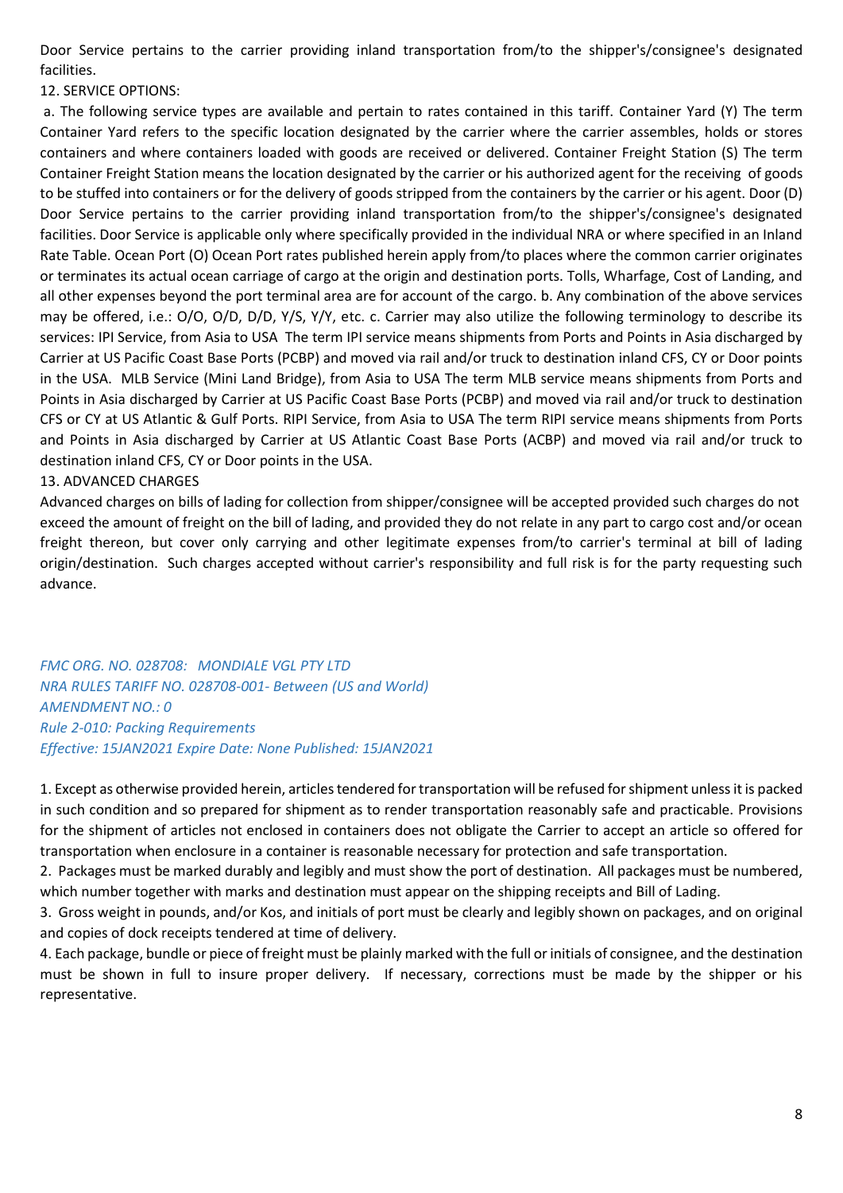Door Service pertains to the carrier providing inland transportation from/to the shipper's/consignee's designated facilities.

12. SERVICE OPTIONS:

a. The following service types are available and pertain to rates contained in this tariff. Container Yard (Y) The term Container Yard refers to the specific location designated by the carrier where the carrier assembles, holds or stores containers and where containers loaded with goods are received or delivered. Container Freight Station (S) The term Container Freight Station means the location designated by the carrier or his authorized agent for the receiving of goods to be stuffed into containers or for the delivery of goods stripped from the containers by the carrier or his agent. Door (D) Door Service pertains to the carrier providing inland transportation from/to the shipper's/consignee's designated facilities. Door Service is applicable only where specifically provided in the individual NRA or where specified in an Inland Rate Table. Ocean Port (O) Ocean Port rates published herein apply from/to places where the common carrier originates or terminates its actual ocean carriage of cargo at the origin and destination ports. Tolls, Wharfage, Cost of Landing, and all other expenses beyond the port terminal area are for account of the cargo. b. Any combination of the above services may be offered, i.e.: O/O, O/D, D/D, Y/S, Y/Y, etc. c. Carrier may also utilize the following terminology to describe its services: IPI Service, from Asia to USA The term IPI service means shipments from Ports and Points in Asia discharged by Carrier at US Pacific Coast Base Ports (PCBP) and moved via rail and/or truck to destination inland CFS, CY or Door points in the USA. MLB Service (Mini Land Bridge), from Asia to USA The term MLB service means shipments from Ports and Points in Asia discharged by Carrier at US Pacific Coast Base Ports (PCBP) and moved via rail and/or truck to destination CFS or CY at US Atlantic & Gulf Ports. RIPI Service, from Asia to USA The term RIPI service means shipments from Ports and Points in Asia discharged by Carrier at US Atlantic Coast Base Ports (ACBP) and moved via rail and/or truck to destination inland CFS, CY or Door points in the USA.

13. ADVANCED CHARGES

Advanced charges on bills of lading for collection from shipper/consignee will be accepted provided such charges do not exceed the amount of freight on the bill of lading, and provided they do not relate in any part to cargo cost and/or ocean freight thereon, but cover only carrying and other legitimate expenses from/to carrier's terminal at bill of lading origin/destination. Such charges accepted without carrier's responsibility and full risk is for the party requesting such advance.

*FMC ORG. NO. 028708: MONDIALE VGL PTY LTD*
*NRA RULES TARIFF NO. 028708-001- Between (US and World)*
*AMENDMENT NO.: 0*
*Rule 2-010: Packing Requirements*
*Effective: 15JAN2021 Expire Date: None Published: 15JAN2021*

1. Except as otherwise provided herein, articles tendered for transportation will be refused for shipment unless it is packed in such condition and so prepared for shipment as to render transportation reasonably safe and practicable. Provisions for the shipment of articles not enclosed in containers does not obligate the Carrier to accept an article so offered for transportation when enclosure in a container is reasonable necessary for protection and safe transportation.
2. Packages must be marked durably and legibly and must show the port of destination. All packages must be numbered, which number together with marks and destination must appear on the shipping receipts and Bill of Lading.
3. Gross weight in pounds, and/or Kos, and initials of port must be clearly and legibly shown on packages, and on original and copies of dock receipts tendered at time of delivery.
4. Each package, bundle or piece of freight must be plainly marked with the full or initials of consignee, and the destination must be shown in full to insure proper delivery. If necessary, corrections must be made by the shipper or his representative.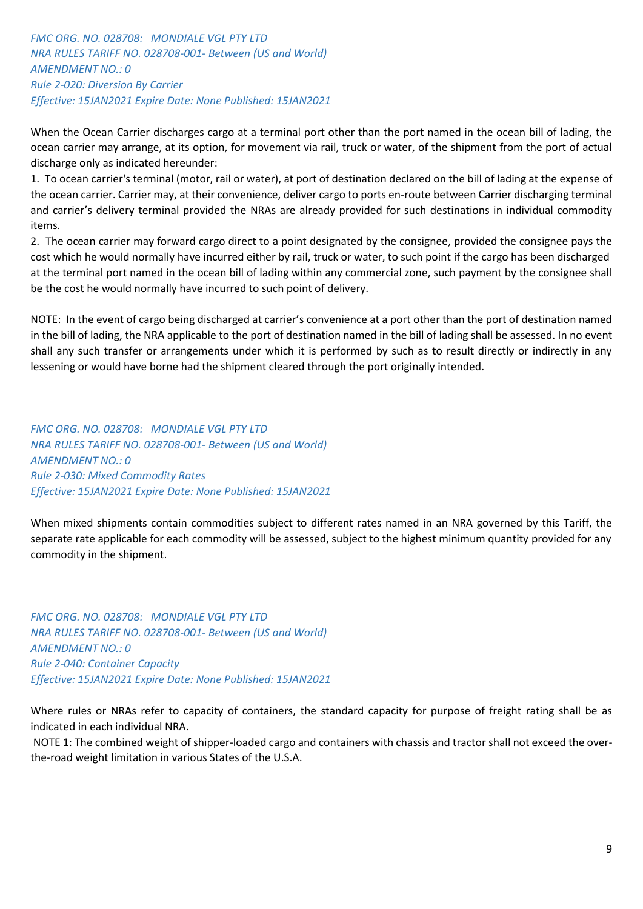*FMC ORG. NO. 028708: MONDIALE VGL PTY LTD*
*NRA RULES TARIFF NO. 028708-001- Between (US and World)*
*AMENDMENT NO.: 0*
*Rule 2-020: Diversion By Carrier*
*Effective: 15JAN2021 Expire Date: None Published: 15JAN2021*

When the Ocean Carrier discharges cargo at a terminal port other than the port named in the ocean bill of lading, the ocean carrier may arrange, at its option, for movement via rail, truck or water, of the shipment from the port of actual discharge only as indicated hereunder:

1. To ocean carrier's terminal (motor, rail or water), at port of destination declared on the bill of lading at the expense of the ocean carrier. Carrier may, at their convenience, deliver cargo to ports en-route between Carrier discharging terminal and carrier's delivery terminal provided the NRAs are already provided for such destinations in individual commodity items.
2. The ocean carrier may forward cargo direct to a point designated by the consignee, provided the consignee pays the cost which he would normally have incurred either by rail, truck or water, to such point if the cargo has been discharged at the terminal port named in the ocean bill of lading within any commercial zone, such payment by the consignee shall be the cost he would normally have incurred to such point of delivery.

NOTE: In the event of cargo being discharged at carrier's convenience at a port other than the port of destination named in the bill of lading, the NRA applicable to the port of destination named in the bill of lading shall be assessed. In no event shall any such transfer or arrangements under which it is performed by such as to result directly or indirectly in any lessening or would have borne had the shipment cleared through the port originally intended.

*FMC ORG. NO. 028708: MONDIALE VGL PTY LTD*
*NRA RULES TARIFF NO. 028708-001- Between (US and World)*
*AMENDMENT NO.: 0*
*Rule 2-030: Mixed Commodity Rates*
*Effective: 15JAN2021 Expire Date: None Published: 15JAN2021*

When mixed shipments contain commodities subject to different rates named in an NRA governed by this Tariff, the separate rate applicable for each commodity will be assessed, subject to the highest minimum quantity provided for any commodity in the shipment.

*FMC ORG. NO. 028708: MONDIALE VGL PTY LTD*
*NRA RULES TARIFF NO. 028708-001- Between (US and World)*
*AMENDMENT NO.: 0*
*Rule 2-040: Container Capacity*
*Effective: 15JAN2021 Expire Date: None Published: 15JAN2021*

Where rules or NRAs refer to capacity of containers, the standard capacity for purpose of freight rating shall be as indicated in each individual NRA.

NOTE 1: The combined weight of shipper-loaded cargo and containers with chassis and tractor shall not exceed the over-the-road weight limitation in various States of the U.S.A.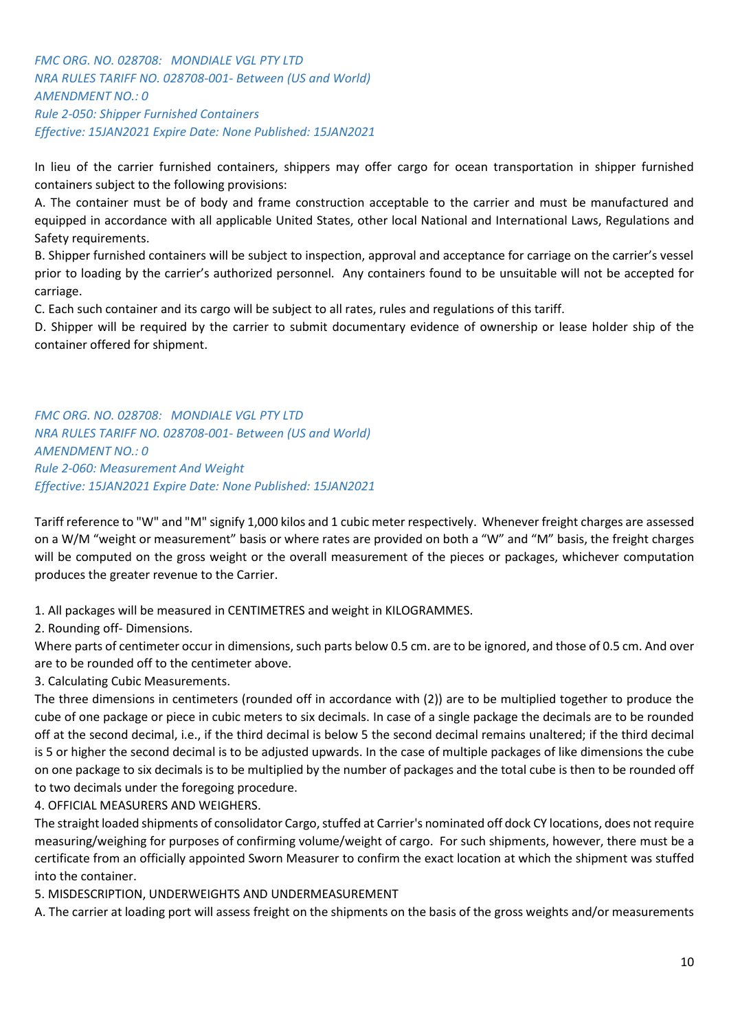*FMC ORG. NO. 028708: MONDIALE VGL PTY LTD*
*NRA RULES TARIFF NO. 028708-001- Between (US and World)*
*AMENDMENT NO.: 0*
*Rule 2-050: Shipper Furnished Containers*
*Effective: 15JAN2021 Expire Date: None Published: 15JAN2021*

In lieu of the carrier furnished containers, shippers may offer cargo for ocean transportation in shipper furnished containers subject to the following provisions:

A. The container must be of body and frame construction acceptable to the carrier and must be manufactured and equipped in accordance with all applicable United States, other local National and International Laws, Regulations and Safety requirements.

B. Shipper furnished containers will be subject to inspection, approval and acceptance for carriage on the carrier's vessel prior to loading by the carrier's authorized personnel. Any containers found to be unsuitable will not be accepted for carriage.

C. Each such container and its cargo will be subject to all rates, rules and regulations of this tariff.

D. Shipper will be required by the carrier to submit documentary evidence of ownership or lease holder ship of the container offered for shipment.

*FMC ORG. NO. 028708: MONDIALE VGL PTY LTD*
*NRA RULES TARIFF NO. 028708-001- Between (US and World)*
*AMENDMENT NO.: 0*
*Rule 2-060: Measurement And Weight*
*Effective: 15JAN2021 Expire Date: None Published: 15JAN2021*

Tariff reference to "W" and "M" signify 1,000 kilos and 1 cubic meter respectively. Whenever freight charges are assessed on a W/M "weight or measurement" basis or where rates are provided on both a "W" and "M" basis, the freight charges will be computed on the gross weight or the overall measurement of the pieces or packages, whichever computation produces the greater revenue to the Carrier.

1. All packages will be measured in CENTIMETRES and weight in KILOGRAMMES.

2. Rounding off- Dimensions.

Where parts of centimeter occur in dimensions, such parts below 0.5 cm. are to be ignored, and those of 0.5 cm. And over are to be rounded off to the centimeter above.

3. Calculating Cubic Measurements.

The three dimensions in centimeters (rounded off in accordance with (2)) are to be multiplied together to produce the cube of one package or piece in cubic meters to six decimals. In case of a single package the decimals are to be rounded off at the second decimal, i.e., if the third decimal is below 5 the second decimal remains unaltered; if the third decimal is 5 or higher the second decimal is to be adjusted upwards. In the case of multiple packages of like dimensions the cube on one package to six decimals is to be multiplied by the number of packages and the total cube is then to be rounded off to two decimals under the foregoing procedure.

4. OFFICIAL MEASURERS AND WEIGHERS.

The straight loaded shipments of consolidator Cargo, stuffed at Carrier's nominated off dock CY locations, does not require measuring/weighing for purposes of confirming volume/weight of cargo. For such shipments, however, there must be a certificate from an officially appointed Sworn Measurer to confirm the exact location at which the shipment was stuffed into the container.

5. MISDESCRIPTION, UNDERWEIGHTS AND UNDERMEASUREMENT

A. The carrier at loading port will assess freight on the shipments on the basis of the gross weights and/or measurements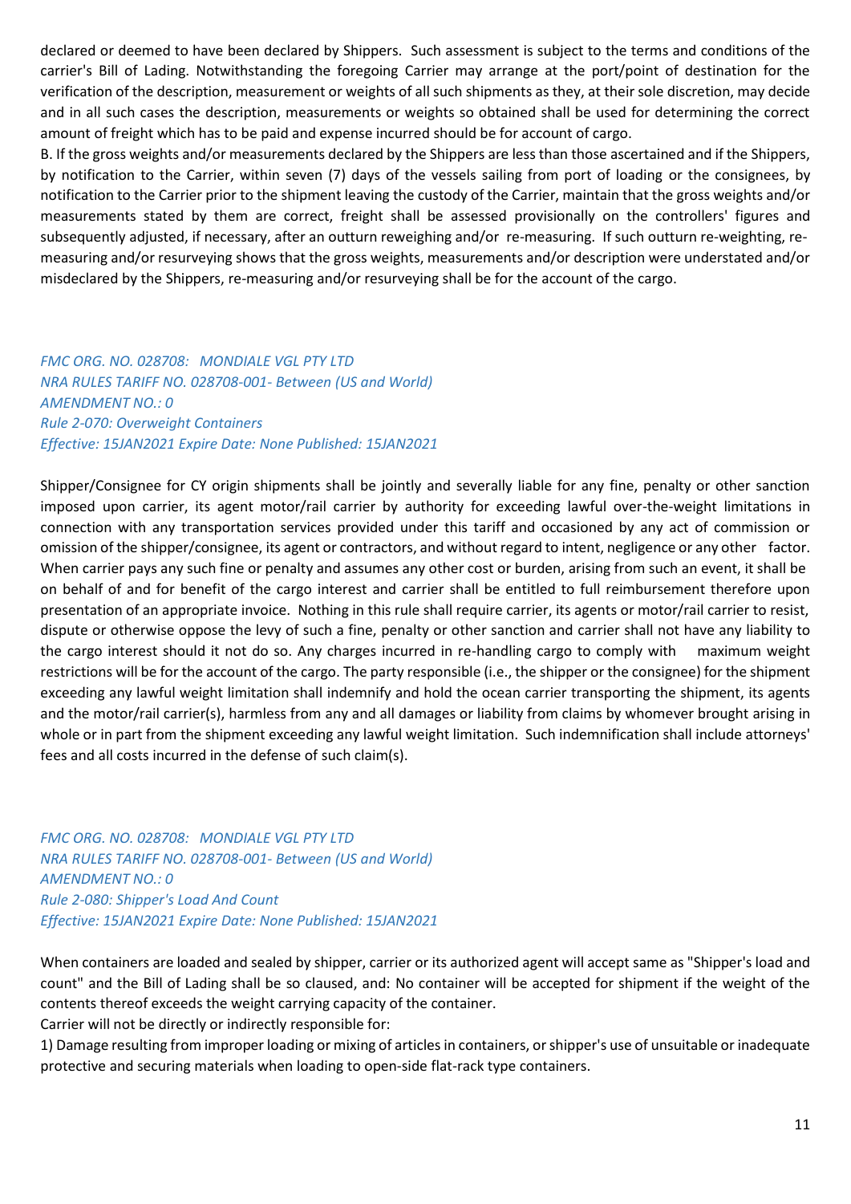declared or deemed to have been declared by Shippers. Such assessment is subject to the terms and conditions of the carrier's Bill of Lading. Notwithstanding the foregoing Carrier may arrange at the port/point of destination for the verification of the description, measurement or weights of all such shipments as they, at their sole discretion, may decide and in all such cases the description, measurements or weights so obtained shall be used for determining the correct amount of freight which has to be paid and expense incurred should be for account of cargo.

B. If the gross weights and/or measurements declared by the Shippers are less than those ascertained and if the Shippers, by notification to the Carrier, within seven (7) days of the vessels sailing from port of loading or the consignees, by notification to the Carrier prior to the shipment leaving the custody of the Carrier, maintain that the gross weights and/or measurements stated by them are correct, freight shall be assessed provisionally on the controllers' figures and subsequently adjusted, if necessary, after an outturn reweighing and/or re-measuring. If such outturn re-weighting, re-measuring and/or resurveying shows that the gross weights, measurements and/or description were understated and/or misdeclared by the Shippers, re-measuring and/or resurveying shall be for the account of the cargo.

*FMC ORG. NO. 028708: MONDIALE VGL PTY LTD*
*NRA RULES TARIFF NO. 028708-001- Between (US and World)*
*AMENDMENT NO.: 0*
*Rule 2-070: Overweight Containers*
*Effective: 15JAN2021 Expire Date: None Published: 15JAN2021*

Shipper/Consignee for CY origin shipments shall be jointly and severally liable for any fine, penalty or other sanction imposed upon carrier, its agent motor/rail carrier by authority for exceeding lawful over-the-weight limitations in connection with any transportation services provided under this tariff and occasioned by any act of commission or omission of the shipper/consignee, its agent or contractors, and without regard to intent, negligence or any other factor. When carrier pays any such fine or penalty and assumes any other cost or burden, arising from such an event, it shall be on behalf of and for benefit of the cargo interest and carrier shall be entitled to full reimbursement therefore upon presentation of an appropriate invoice. Nothing in this rule shall require carrier, its agents or motor/rail carrier to resist, dispute or otherwise oppose the levy of such a fine, penalty or other sanction and carrier shall not have any liability to the cargo interest should it not do so. Any charges incurred in re-handling cargo to comply with maximum weight restrictions will be for the account of the cargo. The party responsible (i.e., the shipper or the consignee) for the shipment exceeding any lawful weight limitation shall indemnify and hold the ocean carrier transporting the shipment, its agents and the motor/rail carrier(s), harmless from any and all damages or liability from claims by whomever brought arising in whole or in part from the shipment exceeding any lawful weight limitation. Such indemnification shall include attorneys' fees and all costs incurred in the defense of such claim(s).

*FMC ORG. NO. 028708: MONDIALE VGL PTY LTD*
*NRA RULES TARIFF NO. 028708-001- Between (US and World)*
*AMENDMENT NO.: 0*
*Rule 2-080: Shipper's Load And Count*
*Effective: 15JAN2021 Expire Date: None Published: 15JAN2021*

When containers are loaded and sealed by shipper, carrier or its authorized agent will accept same as "Shipper's load and count" and the Bill of Lading shall be so claused, and: No container will be accepted for shipment if the weight of the contents thereof exceeds the weight carrying capacity of the container.

Carrier will not be directly or indirectly responsible for:

1) Damage resulting from improper loading or mixing of articles in containers, or shipper's use of unsuitable or inadequate protective and securing materials when loading to open-side flat-rack type containers.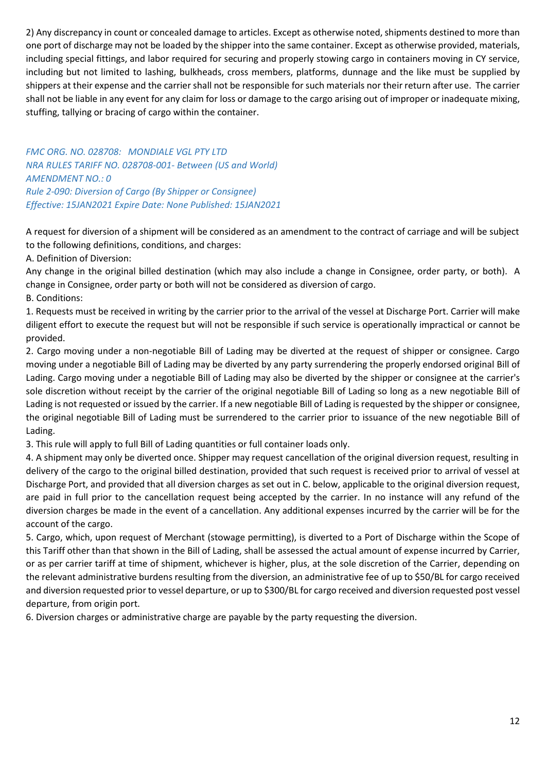2) Any discrepancy in count or concealed damage to articles. Except as otherwise noted, shipments destined to more than one port of discharge may not be loaded by the shipper into the same container. Except as otherwise provided, materials, including special fittings, and labor required for securing and properly stowing cargo in containers moving in CY service, including but not limited to lashing, bulkheads, cross members, platforms, dunnage and the like must be supplied by shippers at their expense and the carrier shall not be responsible for such materials nor their return after use. The carrier shall not be liable in any event for any claim for loss or damage to the cargo arising out of improper or inadequate mixing, stuffing, tallying or bracing of cargo within the container.

*FMC ORG. NO. 028708: MONDIALE VGL PTY LTD*
*NRA RULES TARIFF NO. 028708-001- Between (US and World)*
*AMENDMENT NO.: 0*
*Rule 2-090: Diversion of Cargo (By Shipper or Consignee)*
*Effective: 15JAN2021 Expire Date: None Published: 15JAN2021*

A request for diversion of a shipment will be considered as an amendment to the contract of carriage and will be subject to the following definitions, conditions, and charges:

A. Definition of Diversion:

Any change in the original billed destination (which may also include a change in Consignee, order party, or both). A change in Consignee, order party or both will not be considered as diversion of cargo.

B. Conditions:

1. Requests must be received in writing by the carrier prior to the arrival of the vessel at Discharge Port. Carrier will make diligent effort to execute the request but will not be responsible if such service is operationally impractical or cannot be provided.
2. Cargo moving under a non-negotiable Bill of Lading may be diverted at the request of shipper or consignee. Cargo moving under a negotiable Bill of Lading may be diverted by any party surrendering the properly endorsed original Bill of Lading. Cargo moving under a negotiable Bill of Lading may also be diverted by the shipper or consignee at the carrier's sole discretion without receipt by the carrier of the original negotiable Bill of Lading so long as a new negotiable Bill of Lading is not requested or issued by the carrier. If a new negotiable Bill of Lading is requested by the shipper or consignee, the original negotiable Bill of Lading must be surrendered to the carrier prior to issuance of the new negotiable Bill of Lading.
3. This rule will apply to full Bill of Lading quantities or full container loads only.
4. A shipment may only be diverted once. Shipper may request cancellation of the original diversion request, resulting in delivery of the cargo to the original billed destination, provided that such request is received prior to arrival of vessel at Discharge Port, and provided that all diversion charges as set out in C. below, applicable to the original diversion request, are paid in full prior to the cancellation request being accepted by the carrier. In no instance will any refund of the diversion charges be made in the event of a cancellation. Any additional expenses incurred by the carrier will be for the account of the cargo.
5. Cargo, which, upon request of Merchant (stowage permitting), is diverted to a Port of Discharge within the Scope of this Tariff other than that shown in the Bill of Lading, shall be assessed the actual amount of expense incurred by Carrier, or as per carrier tariff at time of shipment, whichever is higher, plus, at the sole discretion of the Carrier, depending on the relevant administrative burdens resulting from the diversion, an administrative fee of up to \$50/BL for cargo received and diversion requested prior to vessel departure, or up to \$300/BL for cargo received and diversion requested post vessel departure, from origin port.
6. Diversion charges or administrative charge are payable by the party requesting the diversion.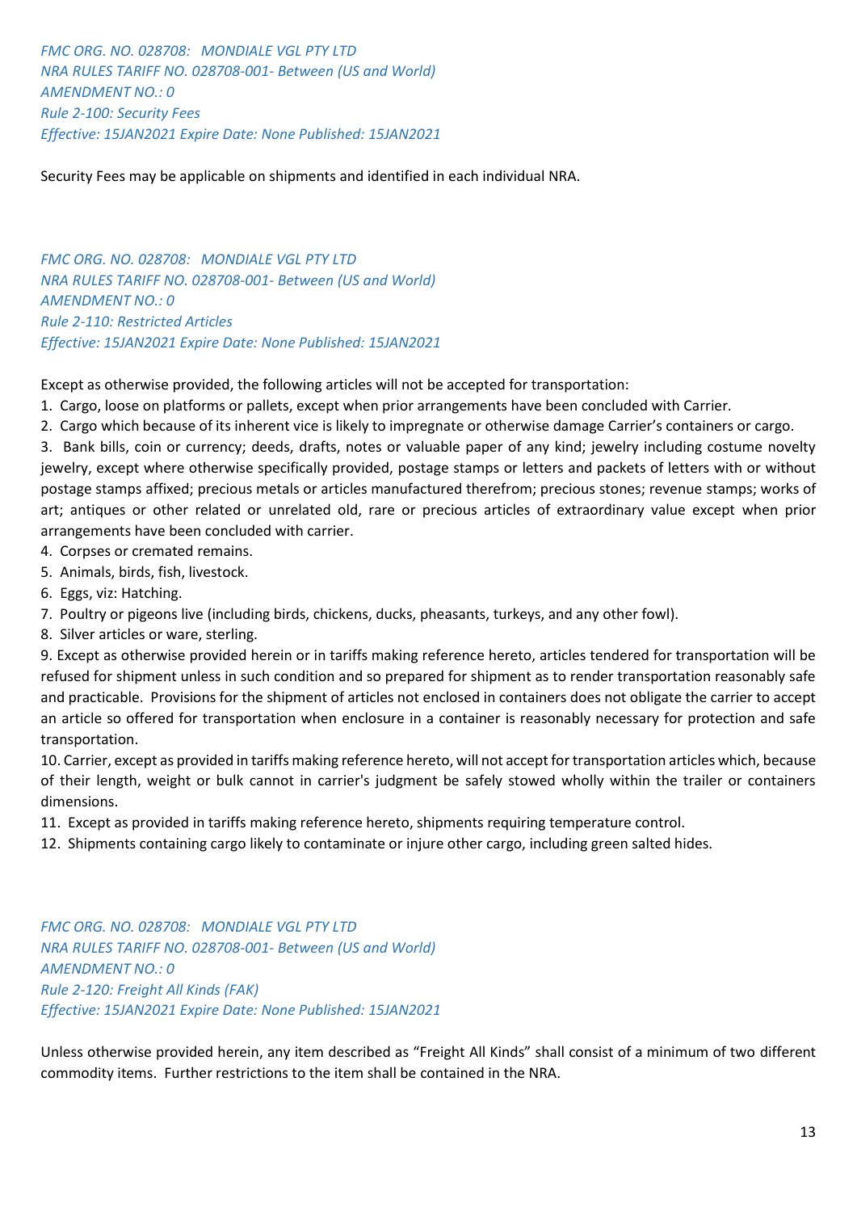*FMC ORG. NO. 028708: MONDIALE VGL PTY LTD*
*NRA RULES TARIFF NO. 028708-001- Between (US and World)*
*AMENDMENT NO.: 0*
*Rule 2-100: Security Fees*
*Effective: 15JAN2021 Expire Date: None Published: 15JAN2021*

Security Fees may be applicable on shipments and identified in each individual NRA.

*FMC ORG. NO. 028708: MONDIALE VGL PTY LTD*
*NRA RULES TARIFF NO. 028708-001- Between (US and World)*
*AMENDMENT NO.: 0*
*Rule 2-110: Restricted Articles*
*Effective: 15JAN2021 Expire Date: None Published: 15JAN2021*

Except as otherwise provided, the following articles will not be accepted for transportation:

1. Cargo, loose on platforms or pallets, except when prior arrangements have been concluded with Carrier.
2. Cargo which because of its inherent vice is likely to impregnate or otherwise damage Carrier's containers or cargo.
3. Bank bills, coin or currency; deeds, drafts, notes or valuable paper of any kind; jewelry including costume novelty jewelry, except where otherwise specifically provided, postage stamps or letters and packets of letters with or without postage stamps affixed; precious metals or articles manufactured therefrom; precious stones; revenue stamps; works of art; antiques or other related or unrelated old, rare or precious articles of extraordinary value except when prior arrangements have been concluded with carrier.
4. Corpses or cremated remains.
5. Animals, birds, fish, livestock.
6. Eggs, viz: Hatching.
7. Poultry or pigeons live (including birds, chickens, ducks, pheasants, turkeys, and any other fowl).
8. Silver articles or ware, sterling.
9. Except as otherwise provided herein or in tariffs making reference hereto, articles tendered for transportation will be refused for shipment unless in such condition and so prepared for shipment as to render transportation reasonably safe and practicable. Provisions for the shipment of articles not enclosed in containers does not obligate the carrier to accept an article so offered for transportation when enclosure in a container is reasonably necessary for protection and safe transportation.
10. Carrier, except as provided in tariffs making reference hereto, will not accept for transportation articles which, because of their length, weight or bulk cannot in carrier's judgment be safely stowed wholly within the trailer or containers dimensions.
11. Except as provided in tariffs making reference hereto, shipments requiring temperature control.
12. Shipments containing cargo likely to contaminate or injure other cargo, including green salted hides.

*FMC ORG. NO. 028708: MONDIALE VGL PTY LTD*
*NRA RULES TARIFF NO. 028708-001- Between (US and World)*
*AMENDMENT NO.: 0*
*Rule 2-120: Freight All Kinds (FAK)*
*Effective: 15JAN2021 Expire Date: None Published: 15JAN2021*

Unless otherwise provided herein, any item described as "Freight All Kinds" shall consist of a minimum of two different commodity items. Further restrictions to the item shall be contained in the NRA.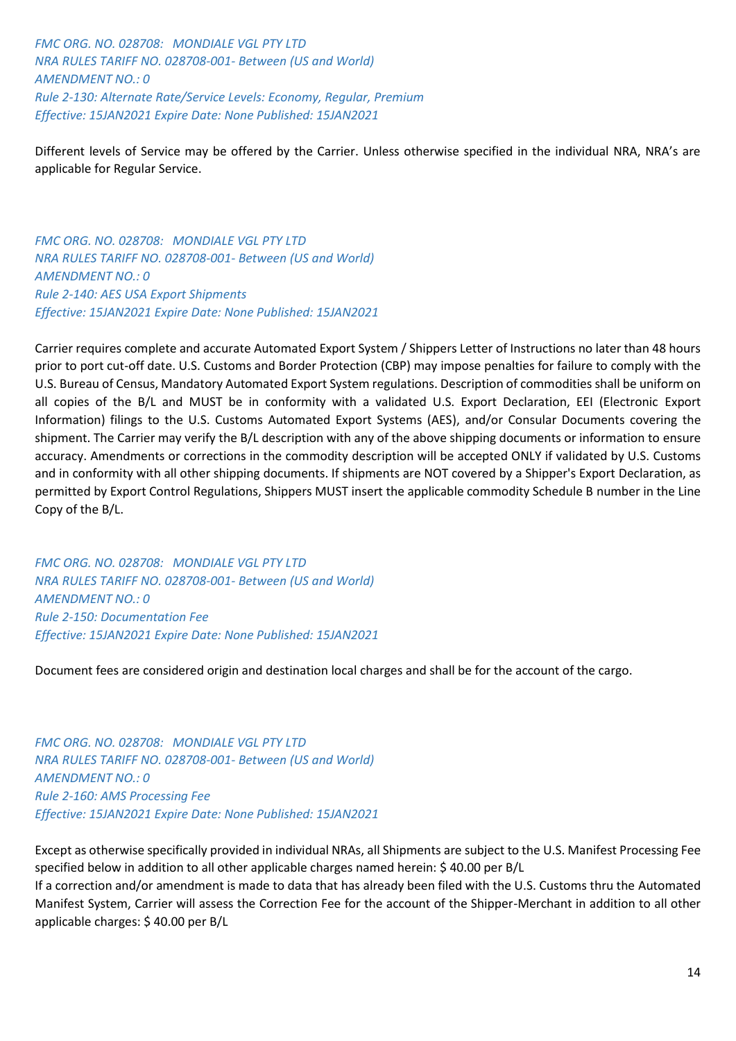*FMC ORG. NO. 028708: MONDIALE VGL PTY LTD*
*NRA RULES TARIFF NO. 028708-001- Between (US and World)*
*AMENDMENT NO.: 0*
*Rule 2-130: Alternate Rate/Service Levels: Economy, Regular, Premium*
*Effective: 15JAN2021 Expire Date: None Published: 15JAN2021*

Different levels of Service may be offered by the Carrier. Unless otherwise specified in the individual NRA, NRA's are applicable for Regular Service.

*FMC ORG. NO. 028708: MONDIALE VGL PTY LTD*
*NRA RULES TARIFF NO. 028708-001- Between (US and World)*
*AMENDMENT NO.: 0*
*Rule 2-140: AES USA Export Shipments*
*Effective: 15JAN2021 Expire Date: None Published: 15JAN2021*

Carrier requires complete and accurate Automated Export System / Shippers Letter of Instructions no later than 48 hours prior to port cut-off date. U.S. Customs and Border Protection (CBP) may impose penalties for failure to comply with the U.S. Bureau of Census, Mandatory Automated Export System regulations. Description of commodities shall be uniform on all copies of the B/L and MUST be in conformity with a validated U.S. Export Declaration, EEI (Electronic Export Information) filings to the U.S. Customs Automated Export Systems (AES), and/or Consular Documents covering the shipment. The Carrier may verify the B/L description with any of the above shipping documents or information to ensure accuracy. Amendments or corrections in the commodity description will be accepted ONLY if validated by U.S. Customs and in conformity with all other shipping documents. If shipments are NOT covered by a Shipper's Export Declaration, as permitted by Export Control Regulations, Shippers MUST insert the applicable commodity Schedule B number in the Line Copy of the B/L.

*FMC ORG. NO. 028708: MONDIALE VGL PTY LTD*
*NRA RULES TARIFF NO. 028708-001- Between (US and World)*
*AMENDMENT NO.: 0*
*Rule 2-150: Documentation Fee*
*Effective: 15JAN2021 Expire Date: None Published: 15JAN2021*

Document fees are considered origin and destination local charges and shall be for the account of the cargo.

*FMC ORG. NO. 028708: MONDIALE VGL PTY LTD*
*NRA RULES TARIFF NO. 028708-001- Between (US and World)*
*AMENDMENT NO.: 0*
*Rule 2-160: AMS Processing Fee*
*Effective: 15JAN2021 Expire Date: None Published: 15JAN2021*

Except as otherwise specifically provided in individual NRAs, all Shipments are subject to the U.S. Manifest Processing Fee specified below in addition to all other applicable charges named herein: $ 40.00 per B/L
If a correction and/or amendment is made to data that has already been filed with the U.S. Customs thru the Automated Manifest System, Carrier will assess the Correction Fee for the account of the Shipper-Merchant in addition to all other applicable charges: $ 40.00 per B/L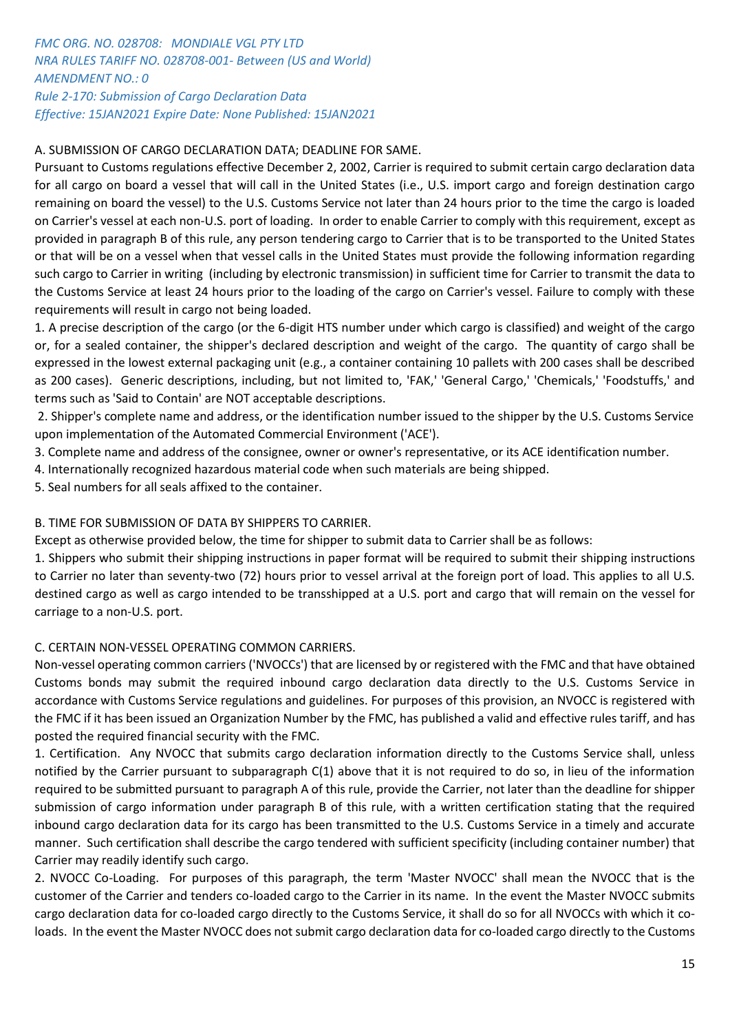*FMC ORG. NO. 028708: MONDIALE VGL PTY LTD*
*NRA RULES TARIFF NO. 028708-001- Between (US and World)*
*AMENDMENT NO.: 0*
*Rule 2-170: Submission of Cargo Declaration Data*
*Effective: 15JAN2021 Expire Date: None Published: 15JAN2021*

A. SUBMISSION OF CARGO DECLARATION DATA; DEADLINE FOR SAME.

Pursuant to Customs regulations effective December 2, 2002, Carrier is required to submit certain cargo declaration data for all cargo on board a vessel that will call in the United States (i.e., U.S. import cargo and foreign destination cargo remaining on board the vessel) to the U.S. Customs Service not later than 24 hours prior to the time the cargo is loaded on Carrier's vessel at each non-U.S. port of loading. In order to enable Carrier to comply with this requirement, except as provided in paragraph B of this rule, any person tendering cargo to Carrier that is to be transported to the United States or that will be on a vessel when that vessel calls in the United States must provide the following information regarding such cargo to Carrier in writing (including by electronic transmission) in sufficient time for Carrier to transmit the data to the Customs Service at least 24 hours prior to the loading of the cargo on Carrier's vessel. Failure to comply with these requirements will result in cargo not being loaded.

1. A precise description of the cargo (or the 6-digit HTS number under which cargo is classified) and weight of the cargo or, for a sealed container, the shipper's declared description and weight of the cargo. The quantity of cargo shall be expressed in the lowest external packaging unit (e.g., a container containing 10 pallets with 200 cases shall be described as 200 cases). Generic descriptions, including, but not limited to, 'FAK,' 'General Cargo,' 'Chemicals,' 'Foodstuffs,' and terms such as 'Said to Contain' are NOT acceptable descriptions.

2. Shipper's complete name and address, or the identification number issued to the shipper by the U.S. Customs Service upon implementation of the Automated Commercial Environment ('ACE').

3. Complete name and address of the consignee, owner or owner's representative, or its ACE identification number.

4. Internationally recognized hazardous material code when such materials are being shipped.

5. Seal numbers for all seals affixed to the container.

B. TIME FOR SUBMISSION OF DATA BY SHIPPERS TO CARRIER.

Except as otherwise provided below, the time for shipper to submit data to Carrier shall be as follows:

1. Shippers who submit their shipping instructions in paper format will be required to submit their shipping instructions to Carrier no later than seventy-two (72) hours prior to vessel arrival at the foreign port of load. This applies to all U.S. destined cargo as well as cargo intended to be transshipped at a U.S. port and cargo that will remain on the vessel for carriage to a non-U.S. port.

C. CERTAIN NON-VESSEL OPERATING COMMON CARRIERS.

Non-vessel operating common carriers ('NVOCCs') that are licensed by or registered with the FMC and that have obtained Customs bonds may submit the required inbound cargo declaration data directly to the U.S. Customs Service in accordance with Customs Service regulations and guidelines. For purposes of this provision, an NVOCC is registered with the FMC if it has been issued an Organization Number by the FMC, has published a valid and effective rules tariff, and has posted the required financial security with the FMC.

1. Certification. Any NVOCC that submits cargo declaration information directly to the Customs Service shall, unless notified by the Carrier pursuant to subparagraph C(1) above that it is not required to do so, in lieu of the information required to be submitted pursuant to paragraph A of this rule, provide the Carrier, not later than the deadline for shipper submission of cargo information under paragraph B of this rule, with a written certification stating that the required inbound cargo declaration data for its cargo has been transmitted to the U.S. Customs Service in a timely and accurate manner. Such certification shall describe the cargo tendered with sufficient specificity (including container number) that Carrier may readily identify such cargo.

2. NVOCC Co-Loading. For purposes of this paragraph, the term 'Master NVOCC' shall mean the NVOCC that is the customer of the Carrier and tenders co-loaded cargo to the Carrier in its name. In the event the Master NVOCC submits cargo declaration data for co-loaded cargo directly to the Customs Service, it shall do so for all NVOCCs with which it co-loads. In the event the Master NVOCC does not submit cargo declaration data for co-loaded cargo directly to the Customs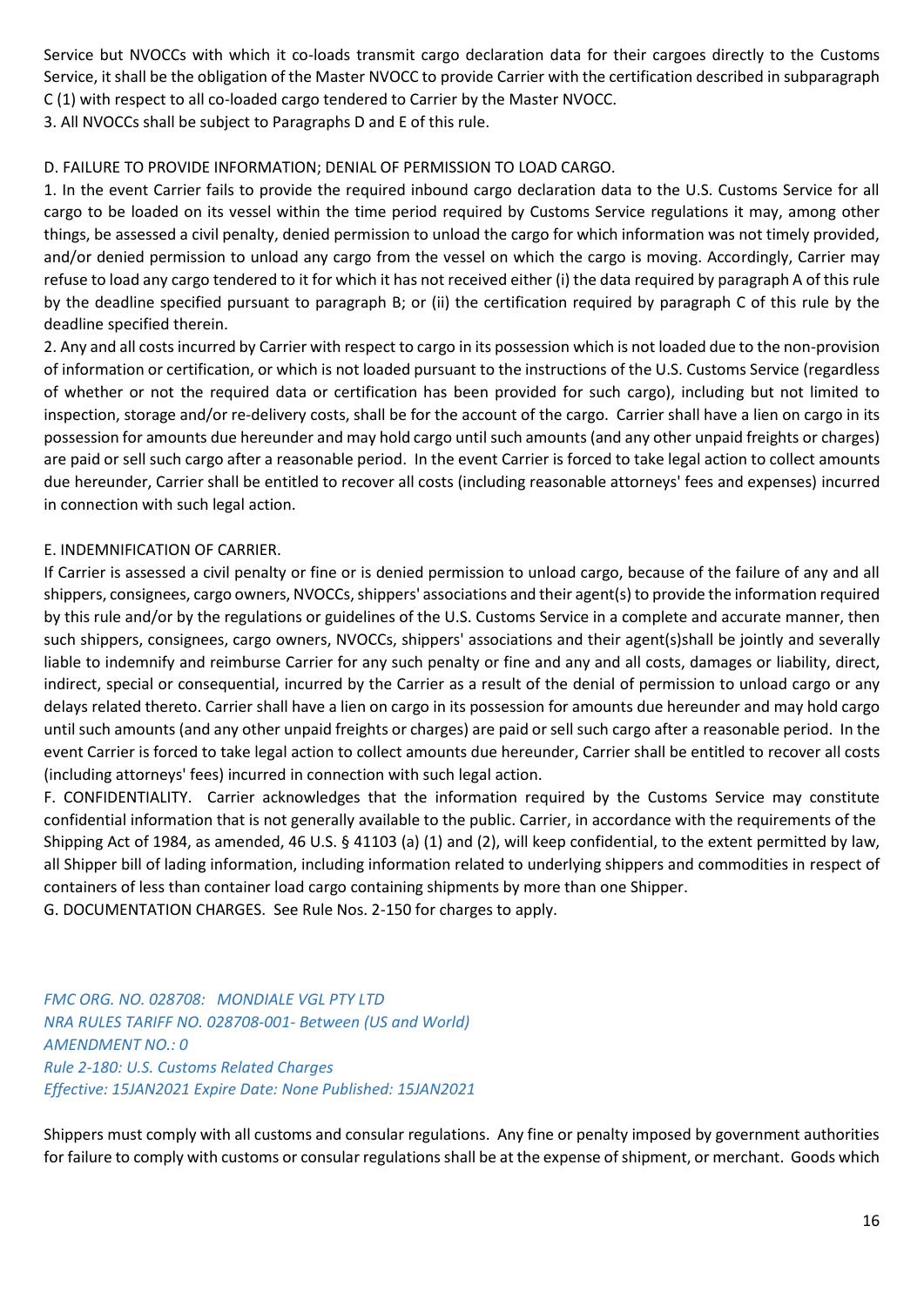Service but NVOCCs with which it co-loads transmit cargo declaration data for their cargoes directly to the Customs Service, it shall be the obligation of the Master NVOCC to provide Carrier with the certification described in subparagraph C (1) with respect to all co-loaded cargo tendered to Carrier by the Master NVOCC.

3. All NVOCCs shall be subject to Paragraphs D and E of this rule.

D. FAILURE TO PROVIDE INFORMATION; DENIAL OF PERMISSION TO LOAD CARGO.

1. In the event Carrier fails to provide the required inbound cargo declaration data to the U.S. Customs Service for all cargo to be loaded on its vessel within the time period required by Customs Service regulations it may, among other things, be assessed a civil penalty, denied permission to unload the cargo for which information was not timely provided, and/or denied permission to unload any cargo from the vessel on which the cargo is moving. Accordingly, Carrier may refuse to load any cargo tendered to it for which it has not received either (i) the data required by paragraph A of this rule by the deadline specified pursuant to paragraph B; or (ii) the certification required by paragraph C of this rule by the deadline specified therein.

2. Any and all costs incurred by Carrier with respect to cargo in its possession which is not loaded due to the non-provision of information or certification, or which is not loaded pursuant to the instructions of the U.S. Customs Service (regardless of whether or not the required data or certification has been provided for such cargo), including but not limited to inspection, storage and/or re-delivery costs, shall be for the account of the cargo. Carrier shall have a lien on cargo in its possession for amounts due hereunder and may hold cargo until such amounts (and any other unpaid freights or charges) are paid or sell such cargo after a reasonable period. In the event Carrier is forced to take legal action to collect amounts due hereunder, Carrier shall be entitled to recover all costs (including reasonable attorneys' fees and expenses) incurred in connection with such legal action.

E. INDEMNIFICATION OF CARRIER.

If Carrier is assessed a civil penalty or fine or is denied permission to unload cargo, because of the failure of any and all shippers, consignees, cargo owners, NVOCCs, shippers' associations and their agent(s) to provide the information required by this rule and/or by the regulations or guidelines of the U.S. Customs Service in a complete and accurate manner, then such shippers, consignees, cargo owners, NVOCCs, shippers' associations and their agent(s)shall be jointly and severally liable to indemnify and reimburse Carrier for any such penalty or fine and any and all costs, damages or liability, direct, indirect, special or consequential, incurred by the Carrier as a result of the denial of permission to unload cargo or any delays related thereto. Carrier shall have a lien on cargo in its possession for amounts due hereunder and may hold cargo until such amounts (and any other unpaid freights or charges) are paid or sell such cargo after a reasonable period. In the event Carrier is forced to take legal action to collect amounts due hereunder, Carrier shall be entitled to recover all costs (including attorneys' fees) incurred in connection with such legal action.

F. CONFIDENTIALITY. Carrier acknowledges that the information required by the Customs Service may constitute confidential information that is not generally available to the public. Carrier, in accordance with the requirements of the Shipping Act of 1984, as amended, 46 U.S. § 41103 (a) (1) and (2), will keep confidential, to the extent permitted by law, all Shipper bill of lading information, including information related to underlying shippers and commodities in respect of containers of less than container load cargo containing shipments by more than one Shipper.

G. DOCUMENTATION CHARGES. See Rule Nos. 2-150 for charges to apply.

*FMC ORG. NO. 028708: MONDIALE VGL PTY LTD*
*NRA RULES TARIFF NO. 028708-001- Between (US and World)*
*AMENDMENT NO.: 0*
*Rule 2-180: U.S. Customs Related Charges*
*Effective: 15JAN2021 Expire Date: None Published: 15JAN2021*

Shippers must comply with all customs and consular regulations. Any fine or penalty imposed by government authorities for failure to comply with customs or consular regulations shall be at the expense of shipment, or merchant. Goods which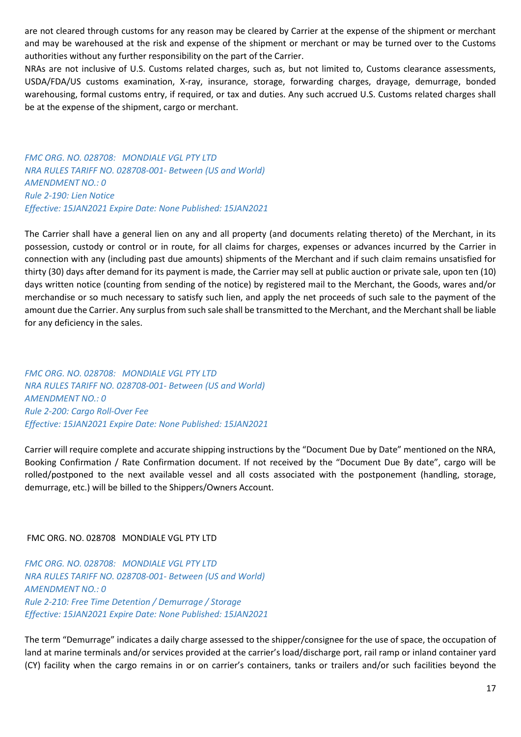are not cleared through customs for any reason may be cleared by Carrier at the expense of the shipment or merchant and may be warehoused at the risk and expense of the shipment or merchant or may be turned over to the Customs authorities without any further responsibility on the part of the Carrier.

NRAs are not inclusive of U.S. Customs related charges, such as, but not limited to, Customs clearance assessments, USDA/FDA/US customs examination, X-ray, insurance, storage, forwarding charges, drayage, demurrage, bonded warehousing, formal customs entry, if required, or tax and duties. Any such accrued U.S. Customs related charges shall be at the expense of the shipment, cargo or merchant.

*FMC ORG. NO. 028708: MONDIALE VGL PTY LTD*
*NRA RULES TARIFF NO. 028708-001- Between (US and World)*
*AMENDMENT NO.: 0*
*Rule 2-190: Lien Notice*
*Effective: 15JAN2021 Expire Date: None Published: 15JAN2021*

The Carrier shall have a general lien on any and all property (and documents relating thereto) of the Merchant, in its possession, custody or control or in route, for all claims for charges, expenses or advances incurred by the Carrier in connection with any (including past due amounts) shipments of the Merchant and if such claim remains unsatisfied for thirty (30) days after demand for its payment is made, the Carrier may sell at public auction or private sale, upon ten (10) days written notice (counting from sending of the notice) by registered mail to the Merchant, the Goods, wares and/or merchandise or so much necessary to satisfy such lien, and apply the net proceeds of such sale to the payment of the amount due the Carrier. Any surplus from such sale shall be transmitted to the Merchant, and the Merchant shall be liable for any deficiency in the sales.

*FMC ORG. NO. 028708: MONDIALE VGL PTY LTD*
*NRA RULES TARIFF NO. 028708-001- Between (US and World)*
*AMENDMENT NO.: 0*
*Rule 2-200: Cargo Roll-Over Fee*
*Effective: 15JAN2021 Expire Date: None Published: 15JAN2021*

Carrier will require complete and accurate shipping instructions by the “Document Due by Date” mentioned on the NRA, Booking Confirmation / Rate Confirmation document. If not received by the “Document Due By date”, cargo will be rolled/postponed to the next available vessel and all costs associated with the postponement (handling, storage, demurrage, etc.) will be billed to the Shippers/Owners Account.

FMC ORG. NO. 028708 MONDIALE VGL PTY LTD

*FMC ORG. NO. 028708: MONDIALE VGL PTY LTD*
*NRA RULES TARIFF NO. 028708-001- Between (US and World)*
*AMENDMENT NO.: 0*
*Rule 2-210: Free Time Detention / Demurrage / Storage*
*Effective: 15JAN2021 Expire Date: None Published: 15JAN2021*

The term “Demurrage” indicates a daily charge assessed to the shipper/consignee for the use of space, the occupation of land at marine terminals and/or services provided at the carrier’s load/discharge port, rail ramp or inland container yard (CY) facility when the cargo remains in or on carrier’s containers, tanks or trailers and/or such facilities beyond the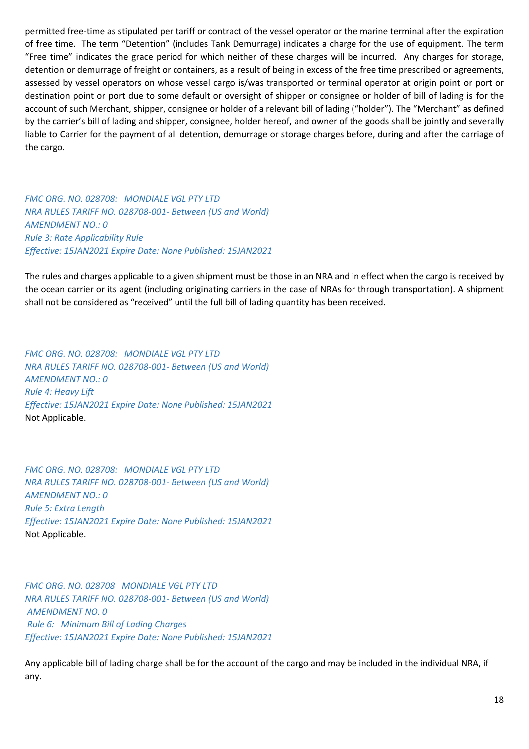permitted free-time as stipulated per tariff or contract of the vessel operator or the marine terminal after the expiration of free time. The term "Detention" (includes Tank Demurrage) indicates a charge for the use of equipment. The term "Free time" indicates the grace period for which neither of these charges will be incurred. Any charges for storage, detention or demurrage of freight or containers, as a result of being in excess of the free time prescribed or agreements, assessed by vessel operators on whose vessel cargo is/was transported or terminal operator at origin point or port or destination point or port due to some default or oversight of shipper or consignee or holder of bill of lading is for the account of such Merchant, shipper, consignee or holder of a relevant bill of lading ("holder"). The "Merchant" as defined by the carrier's bill of lading and shipper, consignee, holder hereof, and owner of the goods shall be jointly and severally liable to Carrier for the payment of all detention, demurrage or storage charges before, during and after the carriage of the cargo.

*FMC ORG. NO. 028708: MONDIALE VGL PTY LTD*
*NRA RULES TARIFF NO. 028708-001- Between (US and World)*
*AMENDMENT NO.: 0*
*Rule 3: Rate Applicability Rule*
*Effective: 15JAN2021 Expire Date: None Published: 15JAN2021*

The rules and charges applicable to a given shipment must be those in an NRA and in effect when the cargo is received by the ocean carrier or its agent (including originating carriers in the case of NRAs for through transportation). A shipment shall not be considered as "received" until the full bill of lading quantity has been received.

*FMC ORG. NO. 028708: MONDIALE VGL PTY LTD*
*NRA RULES TARIFF NO. 028708-001- Between (US and World)*
*AMENDMENT NO.: 0*
*Rule 4: Heavy Lift*
*Effective: 15JAN2021 Expire Date: None Published: 15JAN2021*
Not Applicable.

*FMC ORG. NO. 028708: MONDIALE VGL PTY LTD*
*NRA RULES TARIFF NO. 028708-001- Between (US and World)*
*AMENDMENT NO.: 0*
*Rule 5: Extra Length*
*Effective: 15JAN2021 Expire Date: None Published: 15JAN2021*
Not Applicable.

*FMC ORG. NO. 028708 MONDIALE VGL PTY LTD*
*NRA RULES TARIFF NO. 028708-001- Between (US and World)*
*AMENDMENT NO. 0*
*Rule 6: Minimum Bill of Lading Charges*
*Effective: 15JAN2021 Expire Date: None Published: 15JAN2021*

Any applicable bill of lading charge shall be for the account of the cargo and may be included in the individual NRA, if any.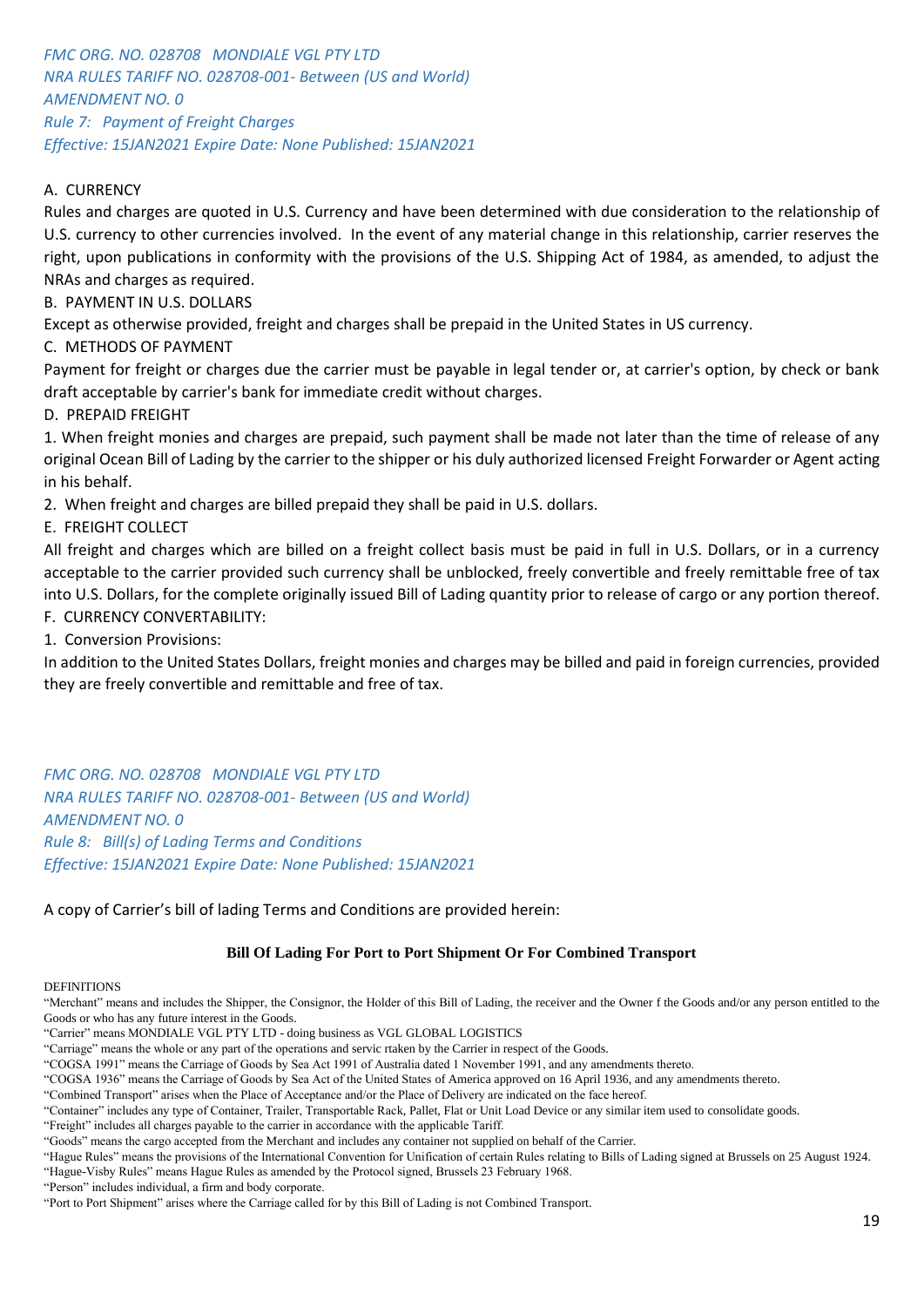*FMC ORG. NO. 028708 MONDIALE VGL PTY LTD*
*NRA RULES TARIFF NO. 028708-001- Between (US and World)*
*AMENDMENT NO. 0*
*Rule 7: Payment of Freight Charges*
*Effective: 15JAN2021 Expire Date: None Published: 15JAN2021*

A. CURRENCY

Rules and charges are quoted in U.S. Currency and have been determined with due consideration to the relationship of U.S. currency to other currencies involved. In the event of any material change in this relationship, carrier reserves the right, upon publications in conformity with the provisions of the U.S. Shipping Act of 1984, as amended, to adjust the NRAs and charges as required.

B. PAYMENT IN U.S. DOLLARS

Except as otherwise provided, freight and charges shall be prepaid in the United States in US currency.

C. METHODS OF PAYMENT

Payment for freight or charges due the carrier must be payable in legal tender or, at carrier's option, by check or bank draft acceptable by carrier's bank for immediate credit without charges.

D. PREPAID FREIGHT

1. When freight monies and charges are prepaid, such payment shall be made not later than the time of release of any original Ocean Bill of Lading by the carrier to the shipper or his duly authorized licensed Freight Forwarder or Agent acting in his behalf.
2. When freight and charges are billed prepaid they shall be paid in U.S. dollars.

E. FREIGHT COLLECT

All freight and charges which are billed on a freight collect basis must be paid in full in U.S. Dollars, or in a currency acceptable to the carrier provided such currency shall be unblocked, freely convertible and freely remittable free of tax into U.S. Dollars, for the complete originally issued Bill of Lading quantity prior to release of cargo or any portion thereof.

F. CURRENCY CONVERTABILITY:

1. Conversion Provisions:

In addition to the United States Dollars, freight monies and charges may be billed and paid in foreign currencies, provided they are freely convertible and remittable and free of tax.

*FMC ORG. NO. 028708 MONDIALE VGL PTY LTD*
*NRA RULES TARIFF NO. 028708-001- Between (US and World)*
*AMENDMENT NO. 0*
*Rule 8: Bill(s) of Lading Terms and Conditions*
*Effective: 15JAN2021 Expire Date: None Published: 15JAN2021*

A copy of Carrier's bill of lading Terms and Conditions are provided herein:

**Bill Of Lading For Port to Port Shipment Or For Combined Transport**

DEFINITIONS

"Merchant" means and includes the Shipper, the Consignor, the Holder of this Bill of Lading, the receiver and the Owner f the Goods and/or any person entitled to the Goods or who has any future interest in the Goods.

"Carrier" means MONDIALE VGL PTY LTD - doing business as VGL GLOBAL LOGISTICS

"Carriage" means the whole or any part of the operations and servic rtaken by the Carrier in respect of the Goods.

"COGSA 1991" means the Carriage of Goods by Sea Act 1991 of Australia dated 1 November 1991, and any amendments thereto.

"COGSA 1936" means the Carriage of Goods by Sea Act of the United States of America approved on 16 April 1936, and any amendments thereto.

"Combined Transport" arises when the Place of Acceptance and/or the Place of Delivery are indicated on the face hereof.

"Container" includes any type of Container, Trailer, Transportable Rack, Pallet, Flat or Unit Load Device or any similar item used to consolidate goods.

"Freight" includes all charges payable to the carrier in accordance with the applicable Tariff.

"Goods" means the cargo accepted from the Merchant and includes any container not supplied on behalf of the Carrier.

"Hague Rules" means the provisions of the International Convention for Unification of certain Rules relating to Bills of Lading signed at Brussels on 25 August 1924.

"Hague-Visby Rules" means Hague Rules as amended by the Protocol signed, Brussels 23 February 1968.

"Person" includes individual, a firm and body corporate.

"Port to Port Shipment" arises where the Carriage called for by this Bill of Lading is not Combined Transport.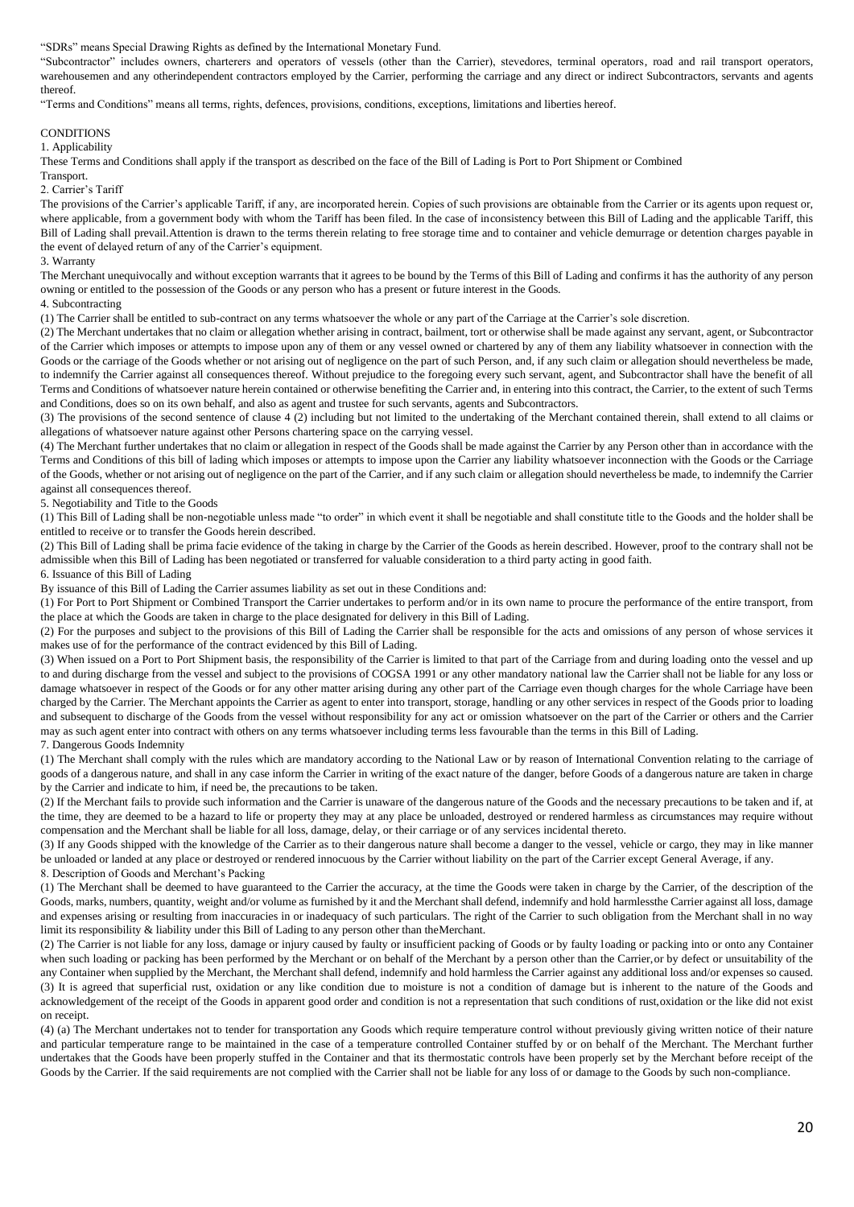"SDRs" means Special Drawing Rights as defined by the International Monetary Fund.

"Subcontractor" includes owners, charterers and operators of vessels (other than the Carrier), stevedores, terminal operators, road and rail transport operators, warehousemen and any otherindependent contractors employed by the Carrier, performing the carriage and any direct or indirect Subcontractors, servants and agents thereof.

"Terms and Conditions" means all terms, rights, defences, provisions, conditions, exceptions, limitations and liberties hereof.

## CONDITIONS

### 1. Applicability

These Terms and Conditions shall apply if the transport as described on the face of the Bill of Lading is Port to Port Shipment or Combined Transport.

### 2. Carrier's Tariff

The provisions of the Carrier's applicable Tariff, if any, are incorporated herein. Copies of such provisions are obtainable from the Carrier or its agents upon request or, where applicable, from a government body with whom the Tariff has been filed. In the case of inconsistency between this Bill of Lading and the applicable Tariff, this Bill of Lading shall prevail.Attention is drawn to the terms therein relating to free storage time and to container and vehicle demurrage or detention charges payable in the event of delayed return of any of the Carrier's equipment.

### 3. Warranty

The Merchant unequivocally and without exception warrants that it agrees to be bound by the Terms of this Bill of Lading and confirms it has the authority of any person owning or entitled to the possession of the Goods or any person who has a present or future interest in the Goods.

### 4. Subcontracting

(1) The Carrier shall be entitled to sub-contract on any terms whatsoever the whole or any part of the Carriage at the Carrier's sole discretion.

(2) The Merchant undertakes that no claim or allegation whether arising in contract, bailment, tort or otherwise shall be made against any servant, agent, or Subcontractor of the Carrier which imposes or attempts to impose upon any of them or any vessel owned or chartered by any of them any liability whatsoever in connection with the Goods or the carriage of the Goods whether or not arising out of negligence on the part of such Person, and, if any such claim or allegation should nevertheless be made, to indemnify the Carrier against all consequences thereof. Without prejudice to the foregoing every such servant, agent, and Subcontractor shall have the benefit of all Terms and Conditions of whatsoever nature herein contained or otherwise benefiting the Carrier and, in entering into this contract, the Carrier, to the extent of such Terms and Conditions, does so on its own behalf, and also as agent and trustee for such servants, agents and Subcontractors.

(3) The provisions of the second sentence of clause 4 (2) including but not limited to the undertaking of the Merchant contained therein, shall extend to all claims or allegations of whatsoever nature against other Persons chartering space on the carrying vessel.

(4) The Merchant further undertakes that no claim or allegation in respect of the Goods shall be made against the Carrier by any Person other than in accordance with the Terms and Conditions of this bill of lading which imposes or attempts to impose upon the Carrier any liability whatsoever inconnection with the Goods or the Carriage of the Goods, whether or not arising out of negligence on the part of the Carrier, and if any such claim or allegation should nevertheless be made, to indemnify the Carrier against all consequences thereof.

### 5. Negotiability and Title to the Goods

(1) This Bill of Lading shall be non-negotiable unless made "to order" in which event it shall be negotiable and shall constitute title to the Goods and the holder shall be entitled to receive or to transfer the Goods herein described.

(2) This Bill of Lading shall be prima facie evidence of the taking in charge by the Carrier of the Goods as herein described. However, proof to the contrary shall not be admissible when this Bill of Lading has been negotiated or transferred for valuable consideration to a third party acting in good faith.

### 6. Issuance of this Bill of Lading

By issuance of this Bill of Lading the Carrier assumes liability as set out in these Conditions and:

(1) For Port to Port Shipment or Combined Transport the Carrier undertakes to perform and/or in its own name to procure the performance of the entire transport, from the place at which the Goods are taken in charge to the place designated for delivery in this Bill of Lading.

(2) For the purposes and subject to the provisions of this Bill of Lading the Carrier shall be responsible for the acts and omissions of any person of whose services it makes use of for the performance of the contract evidenced by this Bill of Lading.

(3) When issued on a Port to Port Shipment basis, the responsibility of the Carrier is limited to that part of the Carriage from and during loading onto the vessel and up to and during discharge from the vessel and subject to the provisions of COGSA 1991 or any other mandatory national law the Carrier shall not be liable for any loss or damage whatsoever in respect of the Goods or for any other matter arising during any other part of the Carriage even though charges for the whole Carriage have been charged by the Carrier. The Merchant appoints the Carrier as agent to enter into transport, storage, handling or any other services in respect of the Goods prior to loading and subsequent to discharge of the Goods from the vessel without responsibility for any act or omission whatsoever on the part of the Carrier or others and the Carrier may as such agent enter into contract with others on any terms whatsoever including terms less favourable than the terms in this Bill of Lading.

### 7. Dangerous Goods Indemnity

(1) The Merchant shall comply with the rules which are mandatory according to the National Law or by reason of International Convention relating to the carriage of goods of a dangerous nature, and shall in any case inform the Carrier in writing of the exact nature of the danger, before Goods of a dangerous nature are taken in charge by the Carrier and indicate to him, if need be, the precautions to be taken.

(2) If the Merchant fails to provide such information and the Carrier is unaware of the dangerous nature of the Goods and the necessary precautions to be taken and if, at the time, they are deemed to be a hazard to life or property they may at any place be unloaded, destroyed or rendered harmless as circumstances may require without compensation and the Merchant shall be liable for all loss, damage, delay, or their carriage or of any services incidental thereto.

(3) If any Goods shipped with the knowledge of the Carrier as to their dangerous nature shall become a danger to the vessel, vehicle or cargo, they may in like manner be unloaded or landed at any place or destroyed or rendered innocuous by the Carrier without liability on the part of the Carrier except General Average, if any.

### 8. Description of Goods and Merchant's Packing

(1) The Merchant shall be deemed to have guaranteed to the Carrier the accuracy, at the time the Goods were taken in charge by the Carrier, of the description of the Goods, marks, numbers, quantity, weight and/or volume as furnished by it and the Merchant shall defend, indemnify and hold harmlessthe Carrier against all loss, damage and expenses arising or resulting from inaccuracies in or inadequacy of such particulars. The right of the Carrier to such obligation from the Merchant shall in no way limit its responsibility & liability under this Bill of Lading to any person other than theMerchant.

(2) The Carrier is not liable for any loss, damage or injury caused by faulty or insufficient packing of Goods or by faulty loading or packing into or onto any Container when such loading or packing has been performed by the Merchant or on behalf of the Merchant by a person other than the Carrier,or by defect or unsuitability of the any Container when supplied by the Merchant, the Merchant shall defend, indemnify and hold harmless the Carrier against any additional loss and/or expenses so caused.

(3) It is agreed that superficial rust, oxidation or any like condition due to moisture is not a condition of damage but is inherent to the nature of the Goods and acknowledgement of the receipt of the Goods in apparent good order and condition is not a representation that such conditions of rust,oxidation or the like did not exist on receipt.

(4) (a) The Merchant undertakes not to tender for transportation any Goods which require temperature control without previously giving written notice of their nature and particular temperature range to be maintained in the case of a temperature controlled Container stuffed by or on behalf of the Merchant. The Merchant further undertakes that the Goods have been properly stuffed in the Container and that its thermostatic controls have been properly set by the Merchant before receipt of the Goods by the Carrier. If the said requirements are not complied with the Carrier shall not be liable for any loss of or damage to the Goods by such non-compliance.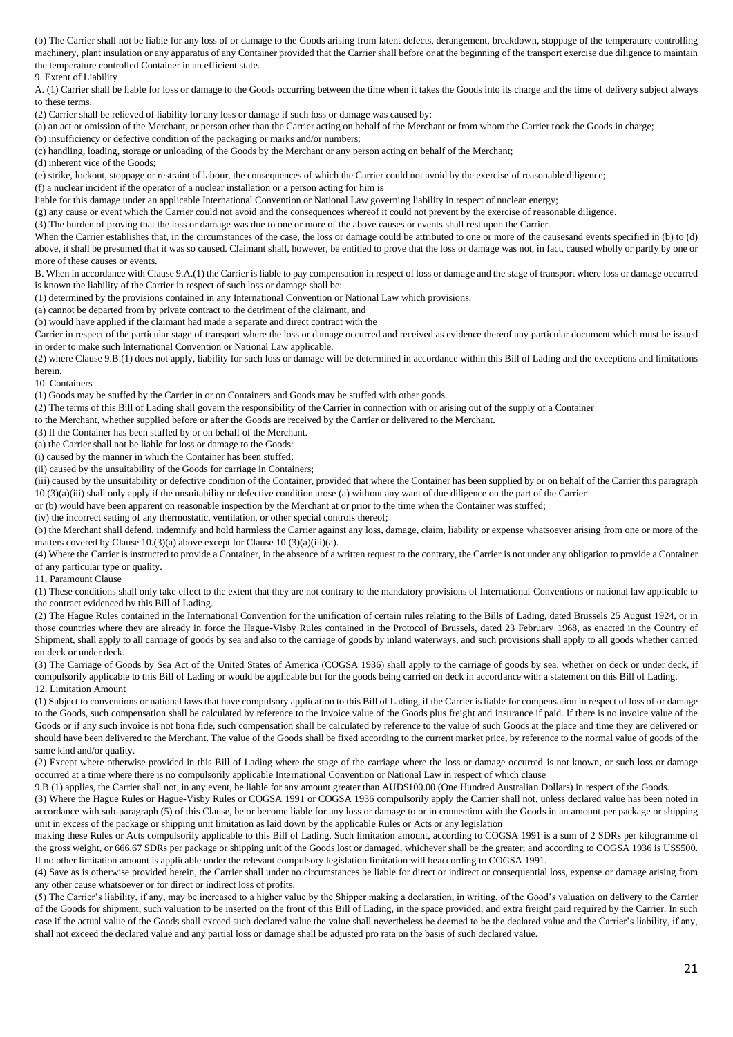(b) The Carrier shall not be liable for any loss of or damage to the Goods arising from latent defects, derangement, breakdown, stoppage of the temperature controlling machinery, plant insulation or any apparatus of any Container provided that the Carrier shall before or at the beginning of the transport exercise due diligence to maintain the temperature controlled Container in an efficient state.

9. Extent of Liability

A. (1) Carrier shall be liable for loss or damage to the Goods occurring between the time when it takes the Goods into its charge and the time of delivery subject always to these terms.

(2) Carrier shall be relieved of liability for any loss or damage if such loss or damage was caused by:

(a) an act or omission of the Merchant, or person other than the Carrier acting on behalf of the Merchant or from whom the Carrier took the Goods in charge;

(b) insufficiency or defective condition of the packaging or marks and/or numbers;

(c) handling, loading, storage or unloading of the Goods by the Merchant or any person acting on behalf of the Merchant;

(d) inherent vice of the Goods;

(e) strike, lockout, stoppage or restraint of labour, the consequences of which the Carrier could not avoid by the exercise of reasonable diligence;

(f) a nuclear incident if the operator of a nuclear installation or a person acting for him is

liable for this damage under an applicable International Convention or National Law governing liability in respect of nuclear energy;

(g) any cause or event which the Carrier could not avoid and the consequences whereof it could not prevent by the exercise of reasonable diligence.

(3) The burden of proving that the loss or damage was due to one or more of the above causes or events shall rest upon the Carrier.

When the Carrier establishes that, in the circumstances of the case, the loss or damage could be attributed to one or more of the causesand events specified in (b) to (d) above, it shall be presumed that it was so caused. Claimant shall, however, be entitled to prove that the loss or damage was not, in fact, caused wholly or partly by one or more of these causes or events.

B. When in accordance with Clause 9.A.(1) the Carrier is liable to pay compensation in respect of loss or damage and the stage of transport where loss or damage occurred is known the liability of the Carrier in respect of such loss or damage shall be:

(1) determined by the provisions contained in any International Convention or National Law which provisions:

(a) cannot be departed from by private contract to the detriment of the claimant, and

(b) would have applied if the claimant had made a separate and direct contract with the

Carrier in respect of the particular stage of transport where the loss or damage occurred and received as evidence thereof any particular document which must be issued in order to make such International Convention or National Law applicable.

(2) where Clause 9.B.(1) does not apply, liability for such loss or damage will be determined in accordance within this Bill of Lading and the exceptions and limitations herein.

10. Containers

(1) Goods may be stuffed by the Carrier in or on Containers and Goods may be stuffed with other goods.

(2) The terms of this Bill of Lading shall govern the responsibility of the Carrier in connection with or arising out of the supply of a Container

to the Merchant, whether supplied before or after the Goods are received by the Carrier or delivered to the Merchant.

(3) If the Container has been stuffed by or on behalf of the Merchant.

(a) the Carrier shall not be liable for loss or damage to the Goods:

(i) caused by the manner in which the Container has been stuffed;

(ii) caused by the unsuitability of the Goods for carriage in Containers;

(iii) caused by the unsuitability or defective condition of the Container, provided that where the Container has been supplied by or on behalf of the Carrier this paragraph 10.(3)(a)(iii) shall only apply if the unsuitability or defective condition arose (a) without any want of due diligence on the part of the Carrier

or (b) would have been apparent on reasonable inspection by the Merchant at or prior to the time when the Container was stuffed;

(iv) the incorrect setting of any thermostatic, ventilation, or other special controls thereof;

(b) the Merchant shall defend, indemnify and hold harmless the Carrier against any loss, damage, claim, liability or expense whatsoever arising from one or more of the matters covered by Clause 10.(3)(a) above except for Clause 10.(3)(a)(iii)(a).

(4) Where the Carrier is instructed to provide a Container, in the absence of a written request to the contrary, the Carrier is not under any obligation to provide a Container of any particular type or quality.

11. Paramount Clause

(1) These conditions shall only take effect to the extent that they are not contrary to the mandatory provisions of International Conventions or national law applicable to the contract evidenced by this Bill of Lading.

(2) The Hague Rules contained in the International Convention for the unification of certain rules relating to the Bills of Lading, dated Brussels 25 August 1924, or in those countries where they are already in force the Hague-Visby Rules contained in the Protocol of Brussels, dated 23 February 1968, as enacted in the Country of Shipment, shall apply to all carriage of goods by sea and also to the carriage of goods by inland waterways, and such provisions shall apply to all goods whether carried on deck or under deck.

(3) The Carriage of Goods by Sea Act of the United States of America (COGSA 1936) shall apply to the carriage of goods by sea, whether on deck or under deck, if compulsorily applicable to this Bill of Lading or would be applicable but for the goods being carried on deck in accordance with a statement on this Bill of Lading.

12. Limitation Amount

(1) Subject to conventions or national laws that have compulsory application to this Bill of Lading, if the Carrier is liable for compensation in respect of loss of or damage to the Goods, such compensation shall be calculated by reference to the invoice value of the Goods plus freight and insurance if paid. If there is no invoice value of the Goods or if any such invoice is not bona fide, such compensation shall be calculated by reference to the value of such Goods at the place and time they are delivered or should have been delivered to the Merchant. The value of the Goods shall be fixed according to the current market price, by reference to the normal value of goods of the same kind and/or quality.

(2) Except where otherwise provided in this Bill of Lading where the stage of the carriage where the loss or damage occurred is not known, or such loss or damage occurred at a time where there is no compulsorily applicable International Convention or National Law in respect of which clause

9.B.(1) applies, the Carrier shall not, in any event, be liable for any amount greater than AUD$100.00 (One Hundred Australian Dollars) in respect of the Goods.

(3) Where the Hague Rules or Hague-Visby Rules or COGSA 1991 or COGSA 1936 compulsorily apply the Carrier shall not, unless declared value has been noted in accordance with sub-paragraph (5) of this Clause, be or become liable for any loss or damage to or in connection with the Goods in an amount per package or shipping unit in excess of the package or shipping unit limitation as laid down by the applicable Rules or Acts or any legislation

making these Rules or Acts compulsorily applicable to this Bill of Lading. Such limitation amount, according to COGSA 1991 is a sum of 2 SDRs per kilogramme of the gross weight, or 666.67 SDRs per package or shipping unit of the Goods lost or damaged, whichever shall be the greater; and according to COGSA 1936 is US$500. If no other limitation amount is applicable under the relevant compulsory legislation limitation will beaccording to COGSA 1991.

(4) Save as is otherwise provided herein, the Carrier shall under no circumstances be liable for direct or indirect or consequential loss, expense or damage arising from any other cause whatsoever or for direct or indirect loss of profits.

(5) The Carrier's liability, if any, may be increased to a higher value by the Shipper making a declaration, in writing, of the Good's valuation on delivery to the Carrier of the Goods for shipment, such valuation to be inserted on the front of this Bill of Lading, in the space provided, and extra freight paid required by the Carrier. In such case if the actual value of the Goods shall exceed such declared value the value shall nevertheless be deemed to be the declared value and the Carrier's liability, if any, shall not exceed the declared value and any partial loss or damage shall be adjusted pro rata on the basis of such declared value.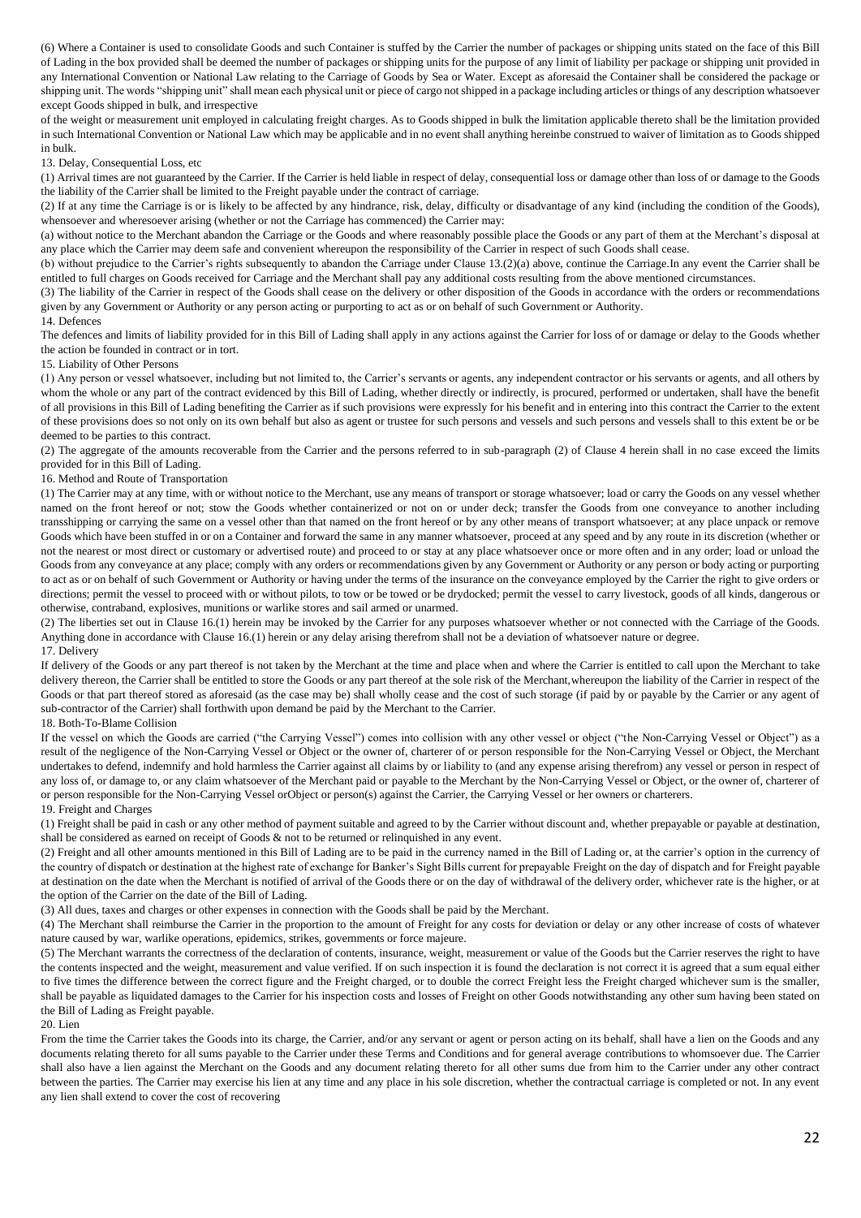(6) Where a Container is used to consolidate Goods and such Container is stuffed by the Carrier the number of packages or shipping units stated on the face of this Bill of Lading in the box provided shall be deemed the number of packages or shipping units for the purpose of any limit of liability per package or shipping unit provided in any International Convention or National Law relating to the Carriage of Goods by Sea or Water. Except as aforesaid the Container shall be considered the package or shipping unit. The words "shipping unit" shall mean each physical unit or piece of cargo not shipped in a package including articles or things of any description whatsoever except Goods shipped in bulk, and irrespective

of the weight or measurement unit employed in calculating freight charges. As to Goods shipped in bulk the limitation applicable thereto shall be the limitation provided in such International Convention or National Law which may be applicable and in no event shall anything hereinbe construed to waiver of limitation as to Goods shipped in bulk.

13. Delay, Consequential Loss, etc

(1) Arrival times are not guaranteed by the Carrier. If the Carrier is held liable in respect of delay, consequential loss or damage other than loss of or damage to the Goods the liability of the Carrier shall be limited to the Freight payable under the contract of carriage.

(2) If at any time the Carriage is or is likely to be affected by any hindrance, risk, delay, difficulty or disadvantage of any kind (including the condition of the Goods), whensoever and wheresoever arising (whether or not the Carriage has commenced) the Carrier may:

(a) without notice to the Merchant abandon the Carriage or the Goods and where reasonably possible place the Goods or any part of them at the Merchant's disposal at any place which the Carrier may deem safe and convenient whereupon the responsibility of the Carrier in respect of such Goods shall cease.

(b) without prejudice to the Carrier's rights subsequently to abandon the Carriage under Clause 13.(2)(a) above, continue the Carriage.In any event the Carrier shall be entitled to full charges on Goods received for Carriage and the Merchant shall pay any additional costs resulting from the above mentioned circumstances.

(3) The liability of the Carrier in respect of the Goods shall cease on the delivery or other disposition of the Goods in accordance with the orders or recommendations given by any Government or Authority or any person acting or purporting to act as or on behalf of such Government or Authority.

14. Defences

The defences and limits of liability provided for in this Bill of Lading shall apply in any actions against the Carrier for loss of or damage or delay to the Goods whether the action be founded in contract or in tort.

15. Liability of Other Persons

(1) Any person or vessel whatsoever, including but not limited to, the Carrier's servants or agents, any independent contractor or his servants or agents, and all others by whom the whole or any part of the contract evidenced by this Bill of Lading, whether directly or indirectly, is procured, performed or undertaken, shall have the benefit of all provisions in this Bill of Lading benefiting the Carrier as if such provisions were expressly for his benefit and in entering into this contract the Carrier to the extent of these provisions does so not only on its own behalf but also as agent or trustee for such persons and vessels and such persons and vessels shall to this extent be or be deemed to be parties to this contract.

(2) The aggregate of the amounts recoverable from the Carrier and the persons referred to in sub-paragraph (2) of Clause 4 herein shall in no case exceed the limits provided for in this Bill of Lading.

16. Method and Route of Transportation

(1) The Carrier may at any time, with or without notice to the Merchant, use any means of transport or storage whatsoever; load or carry the Goods on any vessel whether named on the front hereof or not; stow the Goods whether containerized or not on or under deck; transfer the Goods from one conveyance to another including transshipping or carrying the same on a vessel other than that named on the front hereof or by any other means of transport whatsoever; at any place unpack or remove Goods which have been stuffed in or on a Container and forward the same in any manner whatsoever, proceed at any speed and by any route in its discretion (whether or not the nearest or most direct or customary or advertised route) and proceed to or stay at any place whatsoever once or more often and in any order; load or unload the Goods from any conveyance at any place; comply with any orders or recommendations given by any Government or Authority or any person or body acting or purporting to act as or on behalf of such Government or Authority or having under the terms of the insurance on the conveyance employed by the Carrier the right to give orders or directions; permit the vessel to proceed with or without pilots, to tow or be towed or be drydocked; permit the vessel to carry livestock, goods of all kinds, dangerous or otherwise, contraband, explosives, munitions or warlike stores and sail armed or unarmed.

(2) The liberties set out in Clause 16.(1) herein may be invoked by the Carrier for any purposes whatsoever whether or not connected with the Carriage of the Goods. Anything done in accordance with Clause 16.(1) herein or any delay arising therefrom shall not be a deviation of whatsoever nature or degree.

17. Delivery

If delivery of the Goods or any part thereof is not taken by the Merchant at the time and place when and where the Carrier is entitled to call upon the Merchant to take delivery thereon, the Carrier shall be entitled to store the Goods or any part thereof at the sole risk of the Merchant,whereupon the liability of the Carrier in respect of the Goods or that part thereof stored as aforesaid (as the case may be) shall wholly cease and the cost of such storage (if paid by or payable by the Carrier or any agent of sub-contractor of the Carrier) shall forthwith upon demand be paid by the Merchant to the Carrier.

18. Both-To-Blame Collision

If the vessel on which the Goods are carried ("the Carrying Vessel") comes into collision with any other vessel or object ("the Non-Carrying Vessel or Object") as a result of the negligence of the Non-Carrying Vessel or Object or the owner of, charterer of or person responsible for the Non-Carrying Vessel or Object, the Merchant undertakes to defend, indemnify and hold harmless the Carrier against all claims by or liability to (and any expense arising therefrom) any vessel or person in respect of any loss of, or damage to, or any claim whatsoever of the Merchant paid or payable to the Merchant by the Non-Carrying Vessel or Object, or the owner of, charterer of or person responsible for the Non-Carrying Vessel orObject or person(s) against the Carrier, the Carrying Vessel or her owners or charterers.

19. Freight and Charges

(1) Freight shall be paid in cash or any other method of payment suitable and agreed to by the Carrier without discount and, whether prepayable or payable at destination, shall be considered as earned on receipt of Goods & not to be returned or relinquished in any event.

(2) Freight and all other amounts mentioned in this Bill of Lading are to be paid in the currency named in the Bill of Lading or, at the carrier's option in the currency of the country of dispatch or destination at the highest rate of exchange for Banker's Sight Bills current for prepayable Freight on the day of dispatch and for Freight payable at destination on the date when the Merchant is notified of arrival of the Goods there or on the day of withdrawal of the delivery order, whichever rate is the higher, or at the option of the Carrier on the date of the Bill of Lading.

(3) All dues, taxes and charges or other expenses in connection with the Goods shall be paid by the Merchant.

(4) The Merchant shall reimburse the Carrier in the proportion to the amount of Freight for any costs for deviation or delay or any other increase of costs of whatever nature caused by war, warlike operations, epidemics, strikes, governments or force majeure.

(5) The Merchant warrants the correctness of the declaration of contents, insurance, weight, measurement or value of the Goods but the Carrier reserves the right to have the contents inspected and the weight, measurement and value verified. If on such inspection it is found the declaration is not correct it is agreed that a sum equal either to five times the difference between the correct figure and the Freight charged, or to double the correct Freight less the Freight charged whichever sum is the smaller, shall be payable as liquidated damages to the Carrier for his inspection costs and losses of Freight on other Goods notwithstanding any other sum having been stated on the Bill of Lading as Freight payable.

20. Lien

From the time the Carrier takes the Goods into its charge, the Carrier, and/or any servant or agent or person acting on its behalf, shall have a lien on the Goods and any documents relating thereto for all sums payable to the Carrier under these Terms and Conditions and for general average contributions to whomsoever due. The Carrier shall also have a lien against the Merchant on the Goods and any document relating thereto for all other sums due from him to the Carrier under any other contract between the parties. The Carrier may exercise his lien at any time and any place in his sole discretion, whether the contractual carriage is completed or not. In any event any lien shall extend to cover the cost of recovering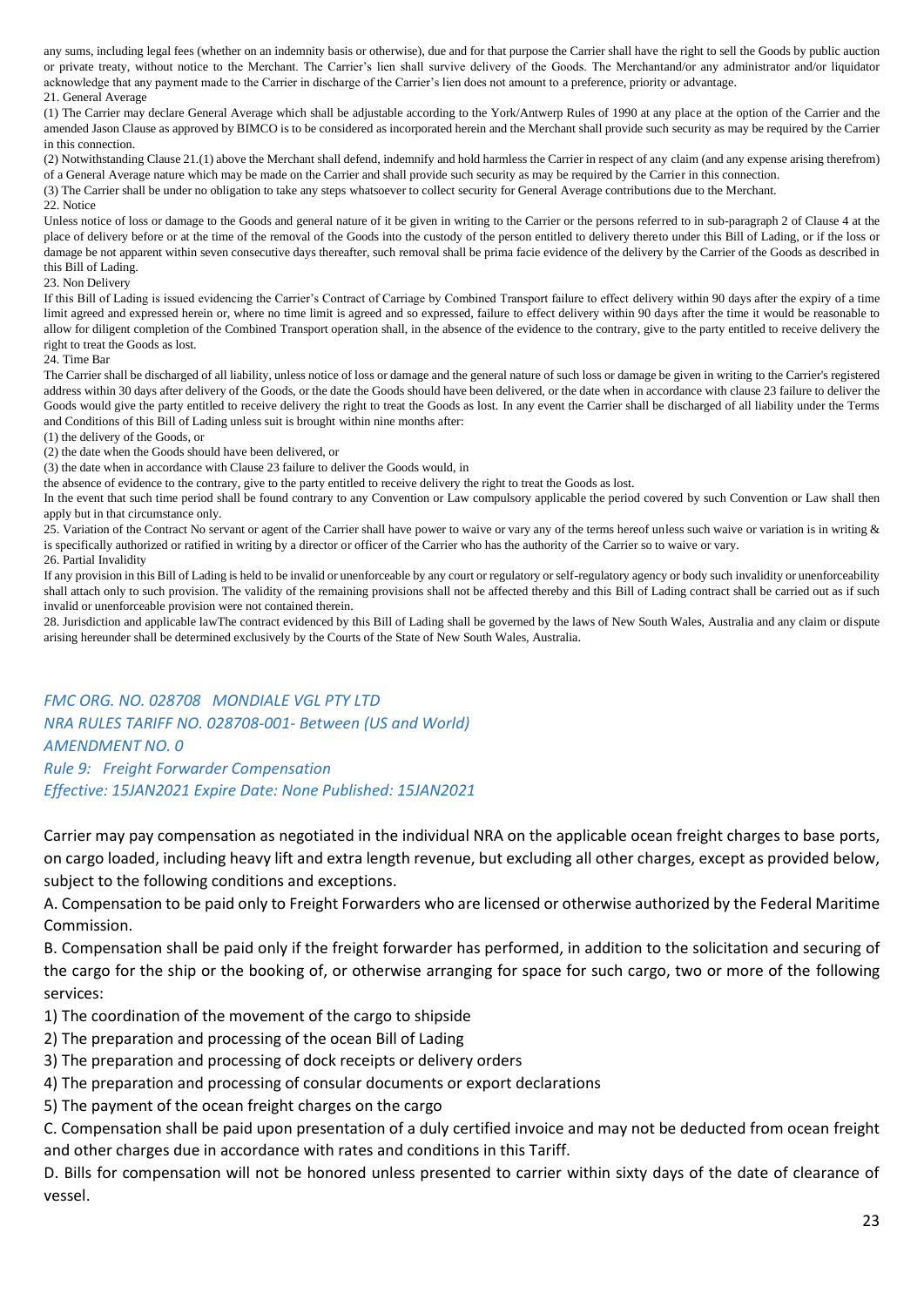any sums, including legal fees (whether on an indemnity basis or otherwise), due and for that purpose the Carrier shall have the right to sell the Goods by public auction or private treaty, without notice to the Merchant. The Carrier's lien shall survive delivery of the Goods. The Merchantand/or any administrator and/or liquidator acknowledge that any payment made to the Carrier in discharge of the Carrier's lien does not amount to a preference, priority or advantage.

21. General Average

(1) The Carrier may declare General Average which shall be adjustable according to the York/Antwerp Rules of 1990 at any place at the option of the Carrier and the amended Jason Clause as approved by BIMCO is to be considered as incorporated herein and the Merchant shall provide such security as may be required by the Carrier in this connection.

(2) Notwithstanding Clause 21.(1) above the Merchant shall defend, indemnify and hold harmless the Carrier in respect of any claim (and any expense arising therefrom) of a General Average nature which may be made on the Carrier and shall provide such security as may be required by the Carrier in this connection.

(3) The Carrier shall be under no obligation to take any steps whatsoever to collect security for General Average contributions due to the Merchant.

22. Notice

Unless notice of loss or damage to the Goods and general nature of it be given in writing to the Carrier or the persons referred to in sub-paragraph 2 of Clause 4 at the place of delivery before or at the time of the removal of the Goods into the custody of the person entitled to delivery thereto under this Bill of Lading, or if the loss or damage be not apparent within seven consecutive days thereafter, such removal shall be prima facie evidence of the delivery by the Carrier of the Goods as described in this Bill of Lading.

23. Non Delivery

If this Bill of Lading is issued evidencing the Carrier's Contract of Carriage by Combined Transport failure to effect delivery within 90 days after the expiry of a time limit agreed and expressed herein or, where no time limit is agreed and so expressed, failure to effect delivery within 90 days after the time it would be reasonable to allow for diligent completion of the Combined Transport operation shall, in the absence of the evidence to the contrary, give to the party entitled to receive delivery the right to treat the Goods as lost.

24. Time Bar

The Carrier shall be discharged of all liability, unless notice of loss or damage and the general nature of such loss or damage be given in writing to the Carrier's registered address within 30 days after delivery of the Goods, or the date the Goods should have been delivered, or the date when in accordance with clause 23 failure to deliver the Goods would give the party entitled to receive delivery the right to treat the Goods as lost. In any event the Carrier shall be discharged of all liability under the Terms and Conditions of this Bill of Lading unless suit is brought within nine months after:

(1) the delivery of the Goods, or

(2) the date when the Goods should have been delivered, or

(3) the date when in accordance with Clause 23 failure to deliver the Goods would, in

the absence of evidence to the contrary, give to the party entitled to receive delivery the right to treat the Goods as lost.

In the event that such time period shall be found contrary to any Convention or Law compulsory applicable the period covered by such Convention or Law shall then apply but in that circumstance only.

25. Variation of the Contract No servant or agent of the Carrier shall have power to waive or vary any of the terms hereof unless such waive or variation is in writing & is specifically authorized or ratified in writing by a director or officer of the Carrier who has the authority of the Carrier so to waive or vary.

26. Partial Invalidity

If any provision in this Bill of Lading is held to be invalid or unenforceable by any court or regulatory or self-regulatory agency or body such invalidity or unenforceability shall attach only to such provision. The validity of the remaining provisions shall not be affected thereby and this Bill of Lading contract shall be carried out as if such invalid or unenforceable provision were not contained therein.

28. Jurisdiction and applicable lawThe contract evidenced by this Bill of Lading shall be governed by the laws of New South Wales, Australia and any claim or dispute arising hereunder shall be determined exclusively by the Courts of the State of New South Wales, Australia.

*FMC ORG. NO. 028708 MONDIALE VGL PTY LTD*
*NRA RULES TARIFF NO. 028708-001- Between (US and World)*
*AMENDMENT NO. 0*
*Rule 9: Freight Forwarder Compensation*
*Effective: 15JAN2021 Expire Date: None Published: 15JAN2021*

Carrier may pay compensation as negotiated in the individual NRA on the applicable ocean freight charges to base ports, on cargo loaded, including heavy lift and extra length revenue, but excluding all other charges, except as provided below, subject to the following conditions and exceptions.

A. Compensation to be paid only to Freight Forwarders who are licensed or otherwise authorized by the Federal Maritime Commission.

B. Compensation shall be paid only if the freight forwarder has performed, in addition to the solicitation and securing of the cargo for the ship or the booking of, or otherwise arranging for space for such cargo, two or more of the following services:

1) The coordination of the movement of the cargo to shipside

2) The preparation and processing of the ocean Bill of Lading

3) The preparation and processing of dock receipts or delivery orders

4) The preparation and processing of consular documents or export declarations

5) The payment of the ocean freight charges on the cargo

C. Compensation shall be paid upon presentation of a duly certified invoice and may not be deducted from ocean freight and other charges due in accordance with rates and conditions in this Tariff.

D. Bills for compensation will not be honored unless presented to carrier within sixty days of the date of clearance of vessel.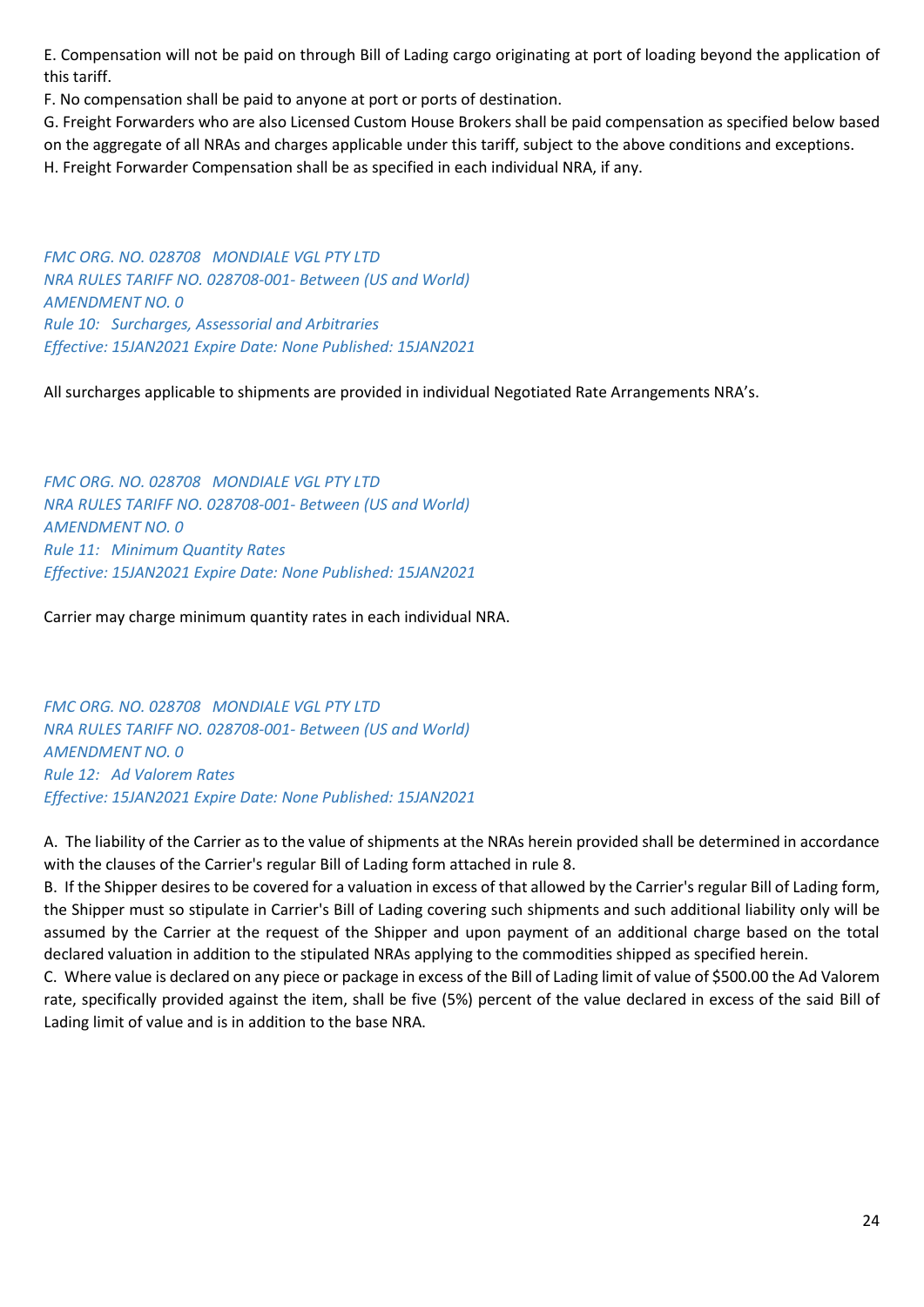E. Compensation will not be paid on through Bill of Lading cargo originating at port of loading beyond the application of this tariff.
F. No compensation shall be paid to anyone at port or ports of destination.
G. Freight Forwarders who are also Licensed Custom House Brokers shall be paid compensation as specified below based on the aggregate of all NRAs and charges applicable under this tariff, subject to the above conditions and exceptions.
H. Freight Forwarder Compensation shall be as specified in each individual NRA, if any.

*FMC ORG. NO. 028708 MONDIALE VGL PTY LTD*
*NRA RULES TARIFF NO. 028708-001- Between (US and World)*
*AMENDMENT NO. 0*
*Rule 10: Surcharges, Assessorial and Arbitraries*
*Effective: 15JAN2021 Expire Date: None Published: 15JAN2021*

All surcharges applicable to shipments are provided in individual Negotiated Rate Arrangements NRA's.

*FMC ORG. NO. 028708 MONDIALE VGL PTY LTD*
*NRA RULES TARIFF NO. 028708-001- Between (US and World)*
*AMENDMENT NO. 0*
*Rule 11: Minimum Quantity Rates*
*Effective: 15JAN2021 Expire Date: None Published: 15JAN2021*

Carrier may charge minimum quantity rates in each individual NRA.

*FMC ORG. NO. 028708 MONDIALE VGL PTY LTD*
*NRA RULES TARIFF NO. 028708-001- Between (US and World)*
*AMENDMENT NO. 0*
*Rule 12: Ad Valorem Rates*
*Effective: 15JAN2021 Expire Date: None Published: 15JAN2021*

A. The liability of the Carrier as to the value of shipments at the NRAs herein provided shall be determined in accordance with the clauses of the Carrier's regular Bill of Lading form attached in rule 8.
B. If the Shipper desires to be covered for a valuation in excess of that allowed by the Carrier's regular Bill of Lading form, the Shipper must so stipulate in Carrier's Bill of Lading covering such shipments and such additional liability only will be assumed by the Carrier at the request of the Shipper and upon payment of an additional charge based on the total declared valuation in addition to the stipulated NRAs applying to the commodities shipped as specified herein.
C. Where value is declared on any piece or package in excess of the Bill of Lading limit of value of $500.00 the Ad Valorem rate, specifically provided against the item, shall be five (5%) percent of the value declared in excess of the said Bill of Lading limit of value and is in addition to the base NRA.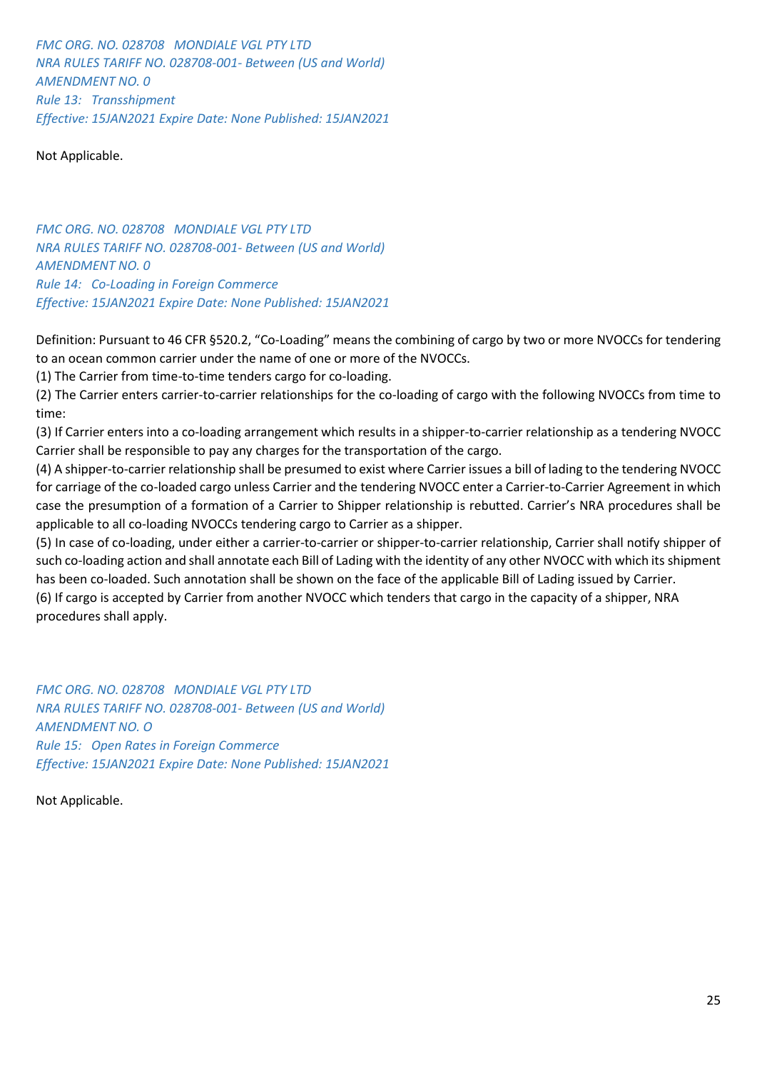*FMC ORG. NO. 028708   MONDIALE VGL PTY LTD*
*NRA RULES TARIFF NO. 028708-001- Between (US and World)*
*AMENDMENT NO. 0*
*Rule 13:   Transshipment*
*Effective: 15JAN2021 Expire Date: None Published: 15JAN2021*

Not Applicable.

*FMC ORG. NO. 028708   MONDIALE VGL PTY LTD*
*NRA RULES TARIFF NO. 028708-001- Between (US and World)*
*AMENDMENT NO. 0*
*Rule 14:   Co-Loading in Foreign Commerce*
*Effective: 15JAN2021 Expire Date: None Published: 15JAN2021*

Definition: Pursuant to 46 CFR §520.2, "Co-Loading" means the combining of cargo by two or more NVOCCs for tendering to an ocean common carrier under the name of one or more of the NVOCCs.
(1) The Carrier from time-to-time tenders cargo for co-loading.
(2) The Carrier enters carrier-to-carrier relationships for the co-loading of cargo with the following NVOCCs from time to time:
(3) If Carrier enters into a co-loading arrangement which results in a shipper-to-carrier relationship as a tendering NVOCC Carrier shall be responsible to pay any charges for the transportation of the cargo.
(4) A shipper-to-carrier relationship shall be presumed to exist where Carrier issues a bill of lading to the tendering NVOCC for carriage of the co-loaded cargo unless Carrier and the tendering NVOCC enter a Carrier-to-Carrier Agreement in which case the presumption of a formation of a Carrier to Shipper relationship is rebutted. Carrier's NRA procedures shall be applicable to all co-loading NVOCCs tendering cargo to Carrier as a shipper.
(5) In case of co-loading, under either a carrier-to-carrier or shipper-to-carrier relationship, Carrier shall notify shipper of such co-loading action and shall annotate each Bill of Lading with the identity of any other NVOCC with which its shipment has been co-loaded. Such annotation shall be shown on the face of the applicable Bill of Lading issued by Carrier.
(6) If cargo is accepted by Carrier from another NVOCC which tenders that cargo in the capacity of a shipper, NRA procedures shall apply.

*FMC ORG. NO. 028708   MONDIALE VGL PTY LTD*
*NRA RULES TARIFF NO. 028708-001- Between (US and World)*
*AMENDMENT NO. O*
*Rule 15:   Open Rates in Foreign Commerce*
*Effective: 15JAN2021 Expire Date: None Published: 15JAN2021*

Not Applicable.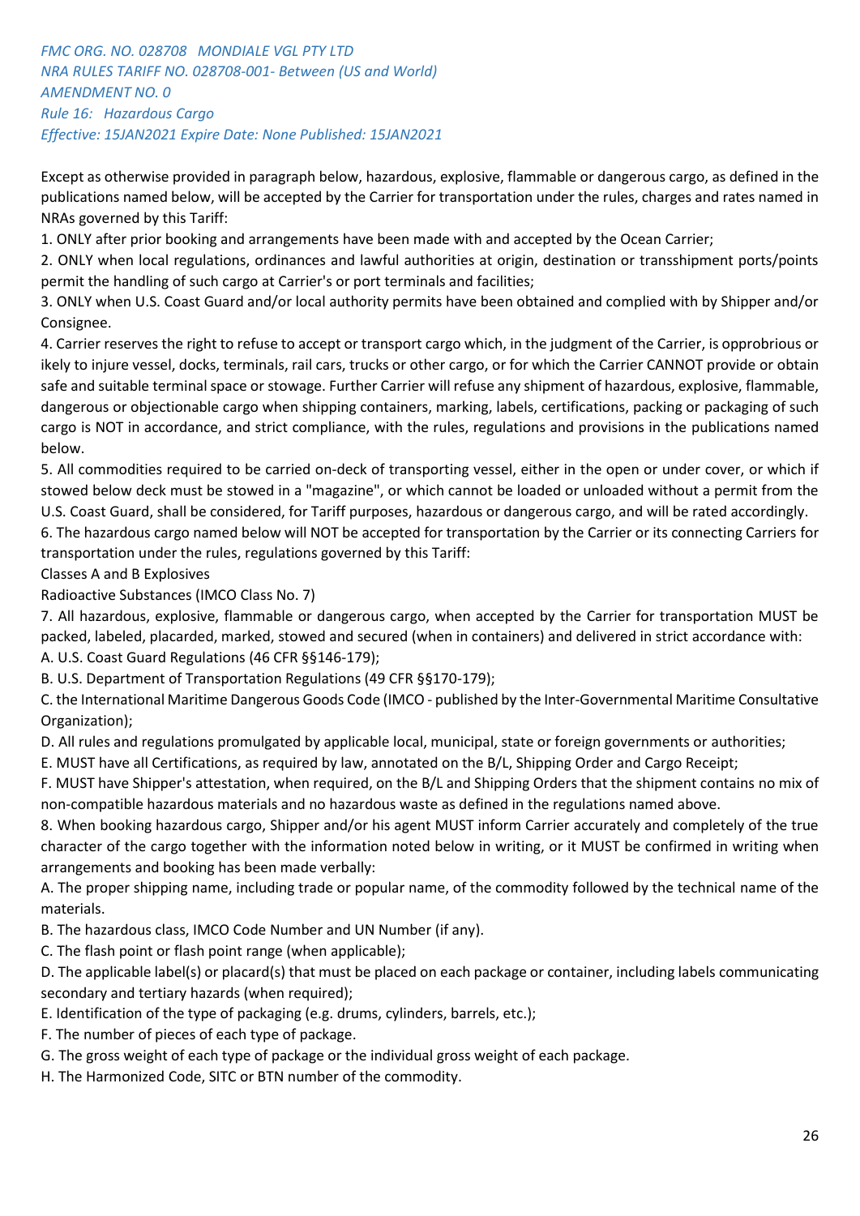*FMC ORG. NO. 028708 MONDIALE VGL PTY LTD*
*NRA RULES TARIFF NO. 028708-001- Between (US and World)*
*AMENDMENT NO. 0*
*Rule 16: Hazardous Cargo*
*Effective: 15JAN2021 Expire Date: None Published: 15JAN2021*

Except as otherwise provided in paragraph below, hazardous, explosive, flammable or dangerous cargo, as defined in the publications named below, will be accepted by the Carrier for transportation under the rules, charges and rates named in NRAs governed by this Tariff:

1. ONLY after prior booking and arrangements have been made with and accepted by the Ocean Carrier;
2. ONLY when local regulations, ordinances and lawful authorities at origin, destination or transshipment ports/points permit the handling of such cargo at Carrier's or port terminals and facilities;
3. ONLY when U.S. Coast Guard and/or local authority permits have been obtained and complied with by Shipper and/or Consignee.
4. Carrier reserves the right to refuse to accept or transport cargo which, in the judgment of the Carrier, is opprobrious or ikely to injure vessel, docks, terminals, rail cars, trucks or other cargo, or for which the Carrier CANNOT provide or obtain safe and suitable terminal space or stowage. Further Carrier will refuse any shipment of hazardous, explosive, flammable, dangerous or objectionable cargo when shipping containers, marking, labels, certifications, packing or packaging of such cargo is NOT in accordance, and strict compliance, with the rules, regulations and provisions in the publications named below.
5. All commodities required to be carried on-deck of transporting vessel, either in the open or under cover, or which if stowed below deck must be stowed in a "magazine", or which cannot be loaded or unloaded without a permit from the U.S. Coast Guard, shall be considered, for Tariff purposes, hazardous or dangerous cargo, and will be rated accordingly.
6. The hazardous cargo named below will NOT be accepted for transportation by the Carrier or its connecting Carriers for transportation under the rules, regulations governed by this Tariff:

Classes A and B Explosives

Radioactive Substances (IMCO Class No. 7)

7. All hazardous, explosive, flammable or dangerous cargo, when accepted by the Carrier for transportation MUST be packed, labeled, placarded, marked, stowed and secured (when in containers) and delivered in strict accordance with:

A. U.S. Coast Guard Regulations (46 CFR §§146-179);

B. U.S. Department of Transportation Regulations (49 CFR §§170-179);

C. the International Maritime Dangerous Goods Code (IMCO - published by the Inter-Governmental Maritime Consultative Organization);

D. All rules and regulations promulgated by applicable local, municipal, state or foreign governments or authorities;

E. MUST have all Certifications, as required by law, annotated on the B/L, Shipping Order and Cargo Receipt;

F. MUST have Shipper's attestation, when required, on the B/L and Shipping Orders that the shipment contains no mix of non-compatible hazardous materials and no hazardous waste as defined in the regulations named above.

8. When booking hazardous cargo, Shipper and/or his agent MUST inform Carrier accurately and completely of the true character of the cargo together with the information noted below in writing, or it MUST be confirmed in writing when arrangements and booking has been made verbally:

A. The proper shipping name, including trade or popular name, of the commodity followed by the technical name of the materials.

B. The hazardous class, IMCO Code Number and UN Number (if any).

C. The flash point or flash point range (when applicable);

D. The applicable label(s) or placard(s) that must be placed on each package or container, including labels communicating secondary and tertiary hazards (when required);

E. Identification of the type of packaging (e.g. drums, cylinders, barrels, etc.);

F. The number of pieces of each type of package.

G. The gross weight of each type of package or the individual gross weight of each package.

H. The Harmonized Code, SITC or BTN number of the commodity.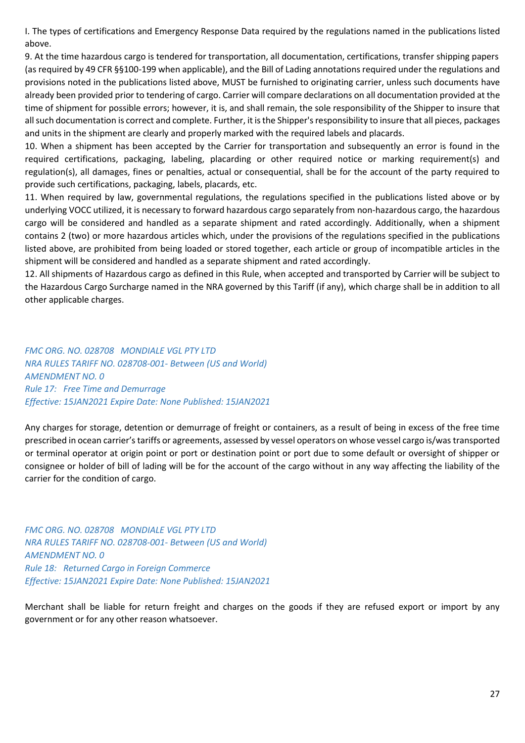I. The types of certifications and Emergency Response Data required by the regulations named in the publications listed above.

9. At the time hazardous cargo is tendered for transportation, all documentation, certifications, transfer shipping papers (as required by 49 CFR §§100-199 when applicable), and the Bill of Lading annotations required under the regulations and provisions noted in the publications listed above, MUST be furnished to originating carrier, unless such documents have already been provided prior to tendering of cargo. Carrier will compare declarations on all documentation provided at the time of shipment for possible errors; however, it is, and shall remain, the sole responsibility of the Shipper to insure that all such documentation is correct and complete. Further, it is the Shipper's responsibility to insure that all pieces, packages and units in the shipment are clearly and properly marked with the required labels and placards.

10. When a shipment has been accepted by the Carrier for transportation and subsequently an error is found in the required certifications, packaging, labeling, placarding or other required notice or marking requirement(s) and regulation(s), all damages, fines or penalties, actual or consequential, shall be for the account of the party required to provide such certifications, packaging, labels, placards, etc.

11. When required by law, governmental regulations, the regulations specified in the publications listed above or by underlying VOCC utilized, it is necessary to forward hazardous cargo separately from non-hazardous cargo, the hazardous cargo will be considered and handled as a separate shipment and rated accordingly. Additionally, when a shipment contains 2 (two) or more hazardous articles which, under the provisions of the regulations specified in the publications listed above, are prohibited from being loaded or stored together, each article or group of incompatible articles in the shipment will be considered and handled as a separate shipment and rated accordingly.

12. All shipments of Hazardous cargo as defined in this Rule, when accepted and transported by Carrier will be subject to the Hazardous Cargo Surcharge named in the NRA governed by this Tariff (if any), which charge shall be in addition to all other applicable charges.

*FMC ORG. NO. 028708 MONDIALE VGL PTY LTD*
*NRA RULES TARIFF NO. 028708-001- Between (US and World)*
*AMENDMENT NO. 0*
*Rule 17: Free Time and Demurrage*
*Effective: 15JAN2021 Expire Date: None Published: 15JAN2021*

Any charges for storage, detention or demurrage of freight or containers, as a result of being in excess of the free time prescribed in ocean carrier's tariffs or agreements, assessed by vessel operators on whose vessel cargo is/was transported or terminal operator at origin point or port or destination point or port due to some default or oversight of shipper or consignee or holder of bill of lading will be for the account of the cargo without in any way affecting the liability of the carrier for the condition of cargo.

*FMC ORG. NO. 028708 MONDIALE VGL PTY LTD*
*NRA RULES TARIFF NO. 028708-001- Between (US and World)*
*AMENDMENT NO. 0*
*Rule 18: Returned Cargo in Foreign Commerce*
*Effective: 15JAN2021 Expire Date: None Published: 15JAN2021*

Merchant shall be liable for return freight and charges on the goods if they are refused export or import by any government or for any other reason whatsoever.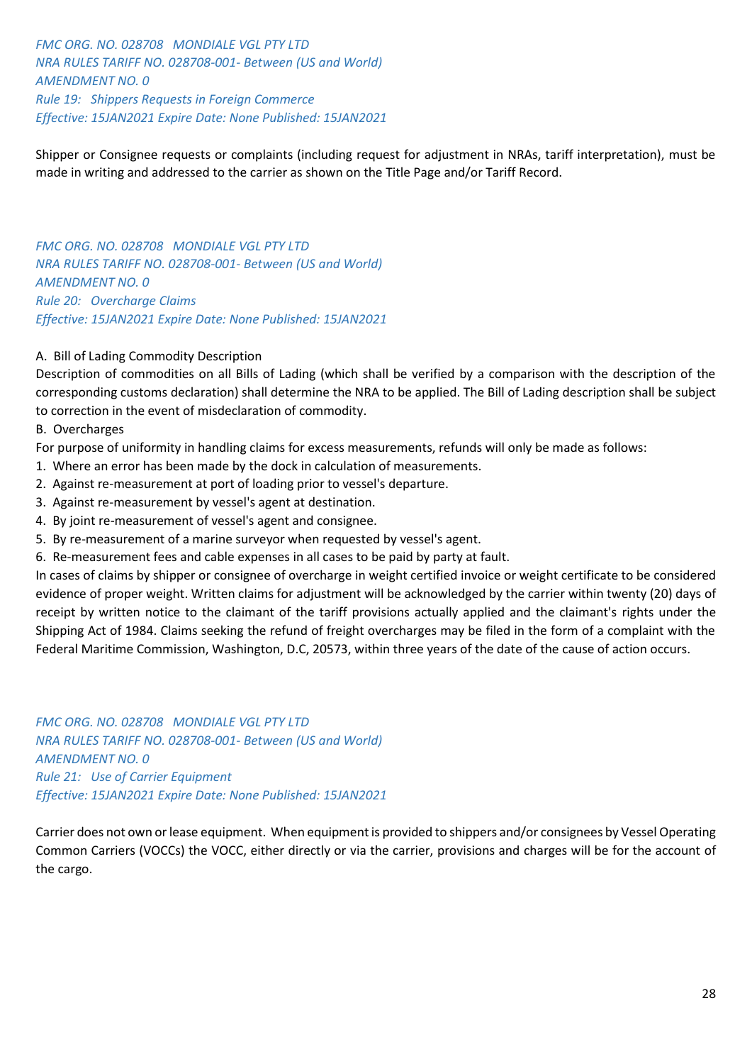*FMC ORG. NO. 028708   MONDIALE VGL PTY LTD*
*NRA RULES TARIFF NO. 028708-001- Between (US and World)*
*AMENDMENT NO. 0*
*Rule 19:   Shippers Requests in Foreign Commerce*
*Effective: 15JAN2021 Expire Date: None Published: 15JAN2021*

Shipper or Consignee requests or complaints (including request for adjustment in NRAs, tariff interpretation), must be made in writing and addressed to the carrier as shown on the Title Page and/or Tariff Record.

*FMC ORG. NO. 028708   MONDIALE VGL PTY LTD*
*NRA RULES TARIFF NO. 028708-001- Between (US and World)*
*AMENDMENT NO. 0*
*Rule 20:   Overcharge Claims*
*Effective: 15JAN2021 Expire Date: None Published: 15JAN2021*

A. Bill of Lading Commodity Description

Description of commodities on all Bills of Lading (which shall be verified by a comparison with the description of the corresponding customs declaration) shall determine the NRA to be applied. The Bill of Lading description shall be subject to correction in the event of misdeclaration of commodity.

B. Overcharges

For purpose of uniformity in handling claims for excess measurements, refunds will only be made as follows:

1. Where an error has been made by the dock in calculation of measurements.
2. Against re-measurement at port of loading prior to vessel's departure.
3. Against re-measurement by vessel's agent at destination.
4. By joint re-measurement of vessel's agent and consignee.
5. By re-measurement of a marine surveyor when requested by vessel's agent.
6. Re-measurement fees and cable expenses in all cases to be paid by party at fault.

In cases of claims by shipper or consignee of overcharge in weight certified invoice or weight certificate to be considered evidence of proper weight. Written claims for adjustment will be acknowledged by the carrier within twenty (20) days of receipt by written notice to the claimant of the tariff provisions actually applied and the claimant's rights under the Shipping Act of 1984. Claims seeking the refund of freight overcharges may be filed in the form of a complaint with the Federal Maritime Commission, Washington, D.C, 20573, within three years of the date of the cause of action occurs.

*FMC ORG. NO. 028708   MONDIALE VGL PTY LTD*
*NRA RULES TARIFF NO. 028708-001- Between (US and World)*
*AMENDMENT NO. 0*
*Rule 21:   Use of Carrier Equipment*
*Effective: 15JAN2021 Expire Date: None Published: 15JAN2021*

Carrier does not own or lease equipment. When equipment is provided to shippers and/or consignees by Vessel Operating Common Carriers (VOCCs) the VOCC, either directly or via the carrier, provisions and charges will be for the account of the cargo.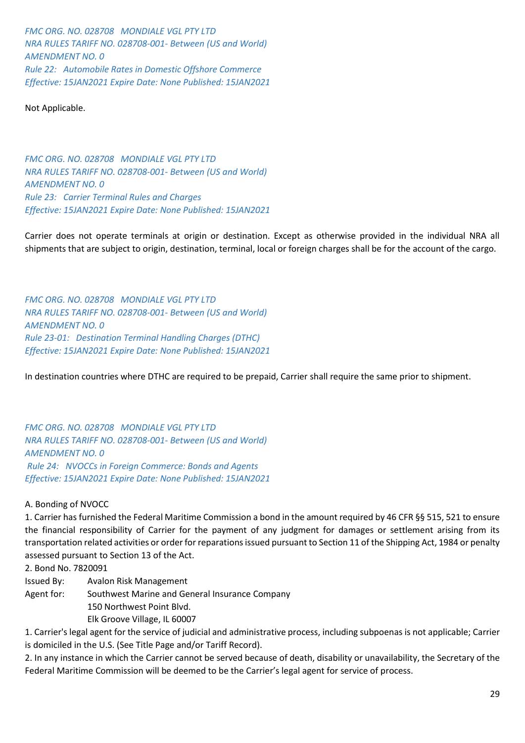*FMC ORG. NO. 028708 MONDIALE VGL PTY LTD*
*NRA RULES TARIFF NO. 028708-001- Between (US and World)*
*AMENDMENT NO. 0*
*Rule 22: Automobile Rates in Domestic Offshore Commerce*
*Effective: 15JAN2021 Expire Date: None Published: 15JAN2021*

Not Applicable.

*FMC ORG. NO. 028708 MONDIALE VGL PTY LTD*
*NRA RULES TARIFF NO. 028708-001- Between (US and World)*
*AMENDMENT NO. 0*
*Rule 23: Carrier Terminal Rules and Charges*
*Effective: 15JAN2021 Expire Date: None Published: 15JAN2021*

Carrier does not operate terminals at origin or destination. Except as otherwise provided in the individual NRA all shipments that are subject to origin, destination, terminal, local or foreign charges shall be for the account of the cargo.

*FMC ORG. NO. 028708 MONDIALE VGL PTY LTD*
*NRA RULES TARIFF NO. 028708-001- Between (US and World)*
*AMENDMENT NO. 0*
*Rule 23-01: Destination Terminal Handling Charges (DTHC)*
*Effective: 15JAN2021 Expire Date: None Published: 15JAN2021*

In destination countries where DTHC are required to be prepaid, Carrier shall require the same prior to shipment.

*FMC ORG. NO. 028708 MONDIALE VGL PTY LTD*
*NRA RULES TARIFF NO. 028708-001- Between (US and World)*
*AMENDMENT NO. 0*
*Rule 24: NVOCCs in Foreign Commerce: Bonds and Agents*
*Effective: 15JAN2021 Expire Date: None Published: 15JAN2021*

A. Bonding of NVOCC

1. Carrier has furnished the Federal Maritime Commission a bond in the amount required by 46 CFR §§ 515, 521 to ensure the financial responsibility of Carrier for the payment of any judgment for damages or settlement arising from its transportation related activities or order for reparations issued pursuant to Section 11 of the Shipping Act, 1984 or penalty assessed pursuant to Section 13 of the Act.
2. Bond No. 7820091

Issued By: Avalon Risk Management
Agent for: Southwest Marine and General Insurance Company
150 Northwest Point Blvd.
Elk Groove Village, IL 60007

1. Carrier's legal agent for the service of judicial and administrative process, including subpoenas is not applicable; Carrier is domiciled in the U.S. (See Title Page and/or Tariff Record).
2. In any instance in which the Carrier cannot be served because of death, disability or unavailability, the Secretary of the Federal Maritime Commission will be deemed to be the Carrier's legal agent for service of process.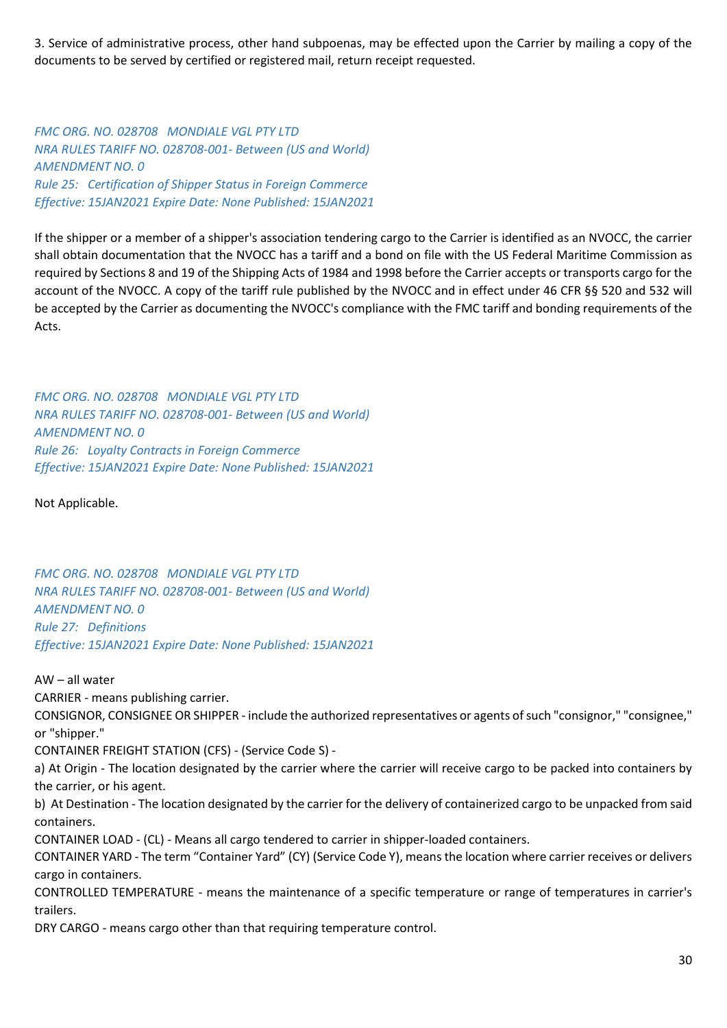3. Service of administrative process, other hand subpoenas, may be effected upon the Carrier by mailing a copy of the documents to be served by certified or registered mail, return receipt requested.

*FMC ORG. NO. 028708   MONDIALE VGL PTY LTD*
*NRA RULES TARIFF NO. 028708-001- Between (US and World)*
*AMENDMENT NO. 0*
*Rule 25:   Certification of Shipper Status in Foreign Commerce*
*Effective: 15JAN2021 Expire Date: None Published: 15JAN2021*

If the shipper or a member of a shipper's association tendering cargo to the Carrier is identified as an NVOCC, the carrier shall obtain documentation that the NVOCC has a tariff and a bond on file with the US Federal Maritime Commission as required by Sections 8 and 19 of the Shipping Acts of 1984 and 1998 before the Carrier accepts or transports cargo for the account of the NVOCC. A copy of the tariff rule published by the NVOCC and in effect under 46 CFR §§ 520 and 532 will be accepted by the Carrier as documenting the NVOCC's compliance with the FMC tariff and bonding requirements of the Acts.

*FMC ORG. NO. 028708   MONDIALE VGL PTY LTD*
*NRA RULES TARIFF NO. 028708-001- Between (US and World)*
*AMENDMENT NO. 0*
*Rule 26:   Loyalty Contracts in Foreign Commerce*
*Effective: 15JAN2021 Expire Date: None Published: 15JAN2021*

Not Applicable.

*FMC ORG. NO. 028708   MONDIALE VGL PTY LTD*
*NRA RULES TARIFF NO. 028708-001- Between (US and World)*
*AMENDMENT NO. 0*
*Rule 27:   Definitions*
*Effective: 15JAN2021 Expire Date: None Published: 15JAN2021*

AW – all water
CARRIER - means publishing carrier.
CONSIGNOR, CONSIGNEE OR SHIPPER - include the authorized representatives or agents of such "consignor," "consignee," or "shipper."
CONTAINER FREIGHT STATION (CFS) - (Service Code S) -
a) At Origin - The location designated by the carrier where the carrier will receive cargo to be packed into containers by the carrier, or his agent.
b) At Destination - The location designated by the carrier for the delivery of containerized cargo to be unpacked from said containers.
CONTAINER LOAD - (CL) - Means all cargo tendered to carrier in shipper-loaded containers.
CONTAINER YARD - The term "Container Yard" (CY) (Service Code Y), means the location where carrier receives or delivers cargo in containers.
CONTROLLED TEMPERATURE - means the maintenance of a specific temperature or range of temperatures in carrier's trailers.
DRY CARGO - means cargo other than that requiring temperature control.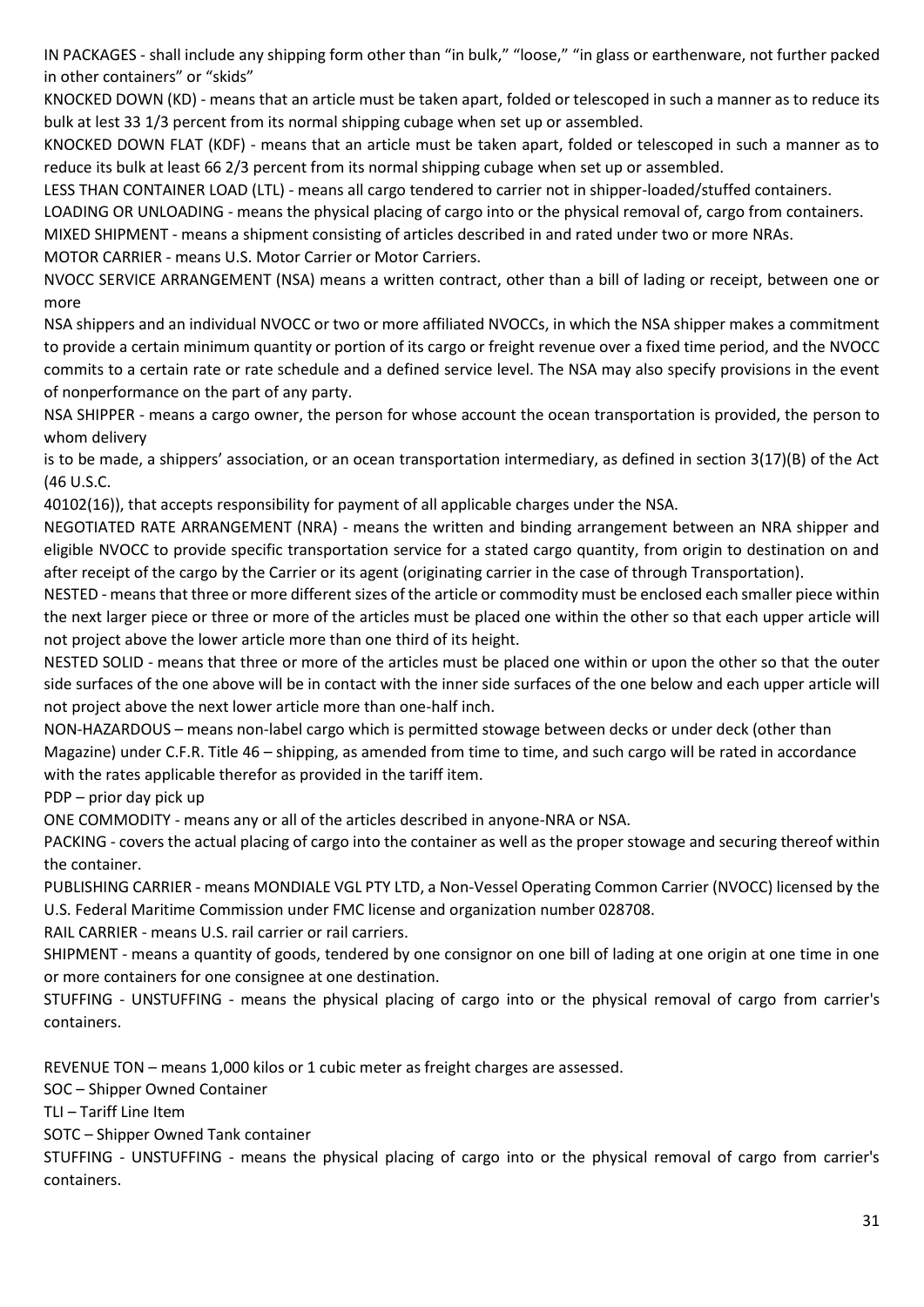IN PACKAGES - shall include any shipping form other than "in bulk," "loose," "in glass or earthenware, not further packed in other containers" or "skids"

KNOCKED DOWN (KD) - means that an article must be taken apart, folded or telescoped in such a manner as to reduce its bulk at lest 33 1/3 percent from its normal shipping cubage when set up or assembled.

KNOCKED DOWN FLAT (KDF) - means that an article must be taken apart, folded or telescoped in such a manner as to reduce its bulk at least 66 2/3 percent from its normal shipping cubage when set up or assembled.

LESS THAN CONTAINER LOAD (LTL) - means all cargo tendered to carrier not in shipper-loaded/stuffed containers.

LOADING OR UNLOADING - means the physical placing of cargo into or the physical removal of, cargo from containers.

MIXED SHIPMENT - means a shipment consisting of articles described in and rated under two or more NRAs.

MOTOR CARRIER - means U.S. Motor Carrier or Motor Carriers.

NVOCC SERVICE ARRANGEMENT (NSA) means a written contract, other than a bill of lading or receipt, between one or more
NSA shippers and an individual NVOCC or two or more affiliated NVOCCs, in which the NSA shipper makes a commitment to provide a certain minimum quantity or portion of its cargo or freight revenue over a fixed time period, and the NVOCC commits to a certain rate or rate schedule and a defined service level. The NSA may also specify provisions in the event of nonperformance on the part of any party.

NSA SHIPPER - means a cargo owner, the person for whose account the ocean transportation is provided, the person to whom delivery
is to be made, a shippers' association, or an ocean transportation intermediary, as defined in section 3(17)(B) of the Act (46 U.S.C.
40102(16)), that accepts responsibility for payment of all applicable charges under the NSA.

NEGOTIATED RATE ARRANGEMENT (NRA) - means the written and binding arrangement between an NRA shipper and eligible NVOCC to provide specific transportation service for a stated cargo quantity, from origin to destination on and after receipt of the cargo by the Carrier or its agent (originating carrier in the case of through Transportation).

NESTED - means that three or more different sizes of the article or commodity must be enclosed each smaller piece within the next larger piece or three or more of the articles must be placed one within the other so that each upper article will not project above the lower article more than one third of its height.

NESTED SOLID - means that three or more of the articles must be placed one within or upon the other so that the outer side surfaces of the one above will be in contact with the inner side surfaces of the one below and each upper article will not project above the next lower article more than one-half inch.

NON-HAZARDOUS – means non-label cargo which is permitted stowage between decks or under deck (other than Magazine) under C.F.R. Title 46 – shipping, as amended from time to time, and such cargo will be rated in accordance with the rates applicable therefor as provided in the tariff item.

PDP – prior day pick up

ONE COMMODITY - means any or all of the articles described in anyone-NRA or NSA.

PACKING - covers the actual placing of cargo into the container as well as the proper stowage and securing thereof within the container.

PUBLISHING CARRIER - means MONDIALE VGL PTY LTD, a Non-Vessel Operating Common Carrier (NVOCC) licensed by the U.S. Federal Maritime Commission under FMC license and organization number 028708.

RAIL CARRIER - means U.S. rail carrier or rail carriers.

SHIPMENT - means a quantity of goods, tendered by one consignor on one bill of lading at one origin at one time in one or more containers for one consignee at one destination.

STUFFING - UNSTUFFING - means the physical placing of cargo into or the physical removal of cargo from carrier's containers.

REVENUE TON – means 1,000 kilos or 1 cubic meter as freight charges are assessed.

SOC – Shipper Owned Container

TLI – Tariff Line Item

SOTC – Shipper Owned Tank container

STUFFING - UNSTUFFING - means the physical placing of cargo into or the physical removal of cargo from carrier's containers.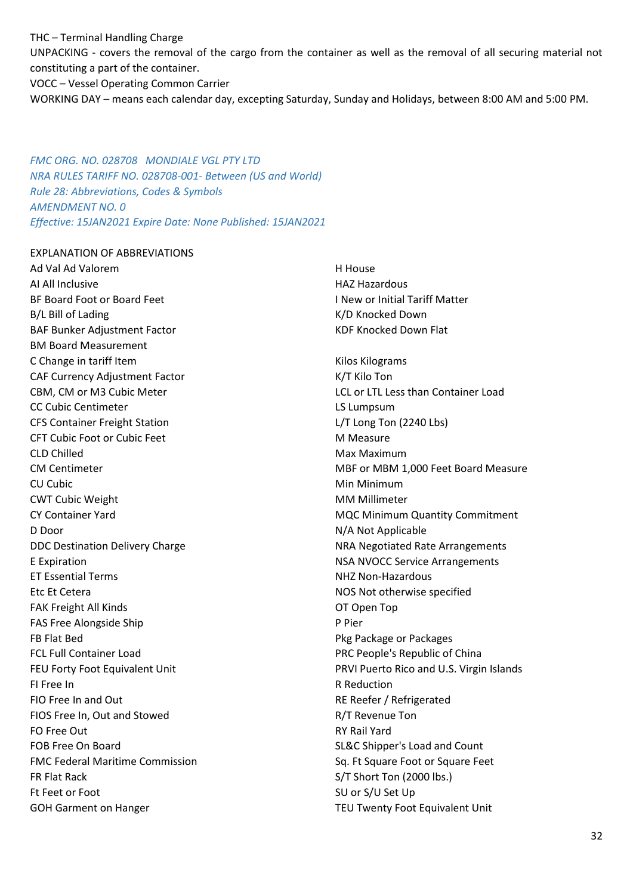THC – Terminal Handling Charge

UNPACKING - covers the removal of the cargo from the container as well as the removal of all securing material not constituting a part of the container.

VOCC – Vessel Operating Common Carrier

WORKING DAY – means each calendar day, excepting Saturday, Sunday and Holidays, between 8:00 AM and 5:00 PM.

*FMC ORG. NO. 028708 MONDIALE VGL PTY LTD*
*NRA RULES TARIFF NO. 028708-001- Between (US and World)*
*Rule 28: Abbreviations, Codes & Symbols*
*AMENDMENT NO. 0*
*Effective: 15JAN2021 Expire Date: None Published: 15JAN2021*

EXPLANATION OF ABBREVIATIONS

Ad Val Ad Valorem
AI All Inclusive
BF Board Foot or Board Feet
B/L Bill of Lading
BAF Bunker Adjustment Factor
BM Board Measurement
C Change in tariff Item
CAF Currency Adjustment Factor
CBM, CM or M3 Cubic Meter
CC Cubic Centimeter
CFS Container Freight Station
CFT Cubic Foot or Cubic Feet
CLD Chilled
CM Centimeter
CU Cubic
CWT Cubic Weight
CY Container Yard
D Door
DDC Destination Delivery Charge
E Expiration
ET Essential Terms
Etc Et Cetera
FAK Freight All Kinds
FAS Free Alongside Ship
FB Flat Bed
FCL Full Container Load
FEU Forty Foot Equivalent Unit
FI Free In
FIO Free In and Out
FIOS Free In, Out and Stowed
FO Free Out
FOB Free On Board
FMC Federal Maritime Commission
FR Flat Rack
Ft Feet or Foot
GOH Garment on Hanger
H House
HAZ Hazardous
I New or Initial Tariff Matter
K/D Knocked Down
KDF Knocked Down Flat
Kilos Kilograms
K/T Kilo Ton
LCL or LTL Less than Container Load
LS Lumpsum
L/T Long Ton (2240 Lbs)
M Measure
Max Maximum
MBF or MBM 1,000 Feet Board Measure
Min Minimum
MM Millimeter
MQC Minimum Quantity Commitment
N/A Not Applicable
NRA Negotiated Rate Arrangements
NSA NVOCC Service Arrangements
NHZ Non-Hazardous
NOS Not otherwise specified
OT Open Top
P Pier
Pkg Package or Packages
PRC People's Republic of China
PRVI Puerto Rico and U.S. Virgin Islands
R Reduction
RE Reefer / Refrigerated
R/T Revenue Ton
RY Rail Yard
SL&C Shipper's Load and Count
Sq. Ft Square Foot or Square Feet
S/T Short Ton (2000 lbs.)
SU or S/U Set Up
TEU Twenty Foot Equivalent Unit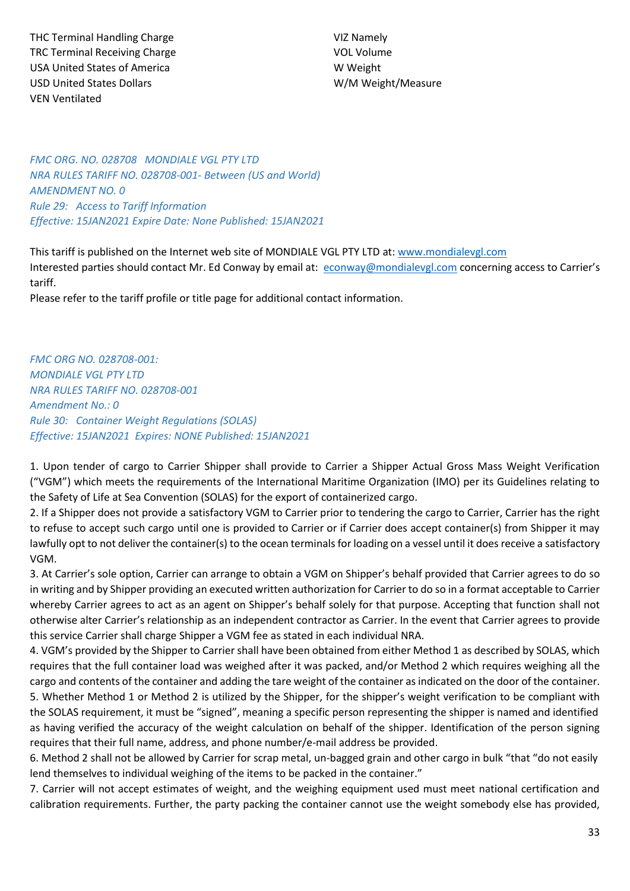THC Terminal Handling Charge
TRC Terminal Receiving Charge
USA United States of America
USD United States Dollars
VEN Ventilated
VIZ Namely
VOL Volume
W Weight
W/M Weight/Measure

*FMC ORG. NO. 028708 MONDIALE VGL PTY LTD*
*NRA RULES TARIFF NO. 028708-001- Between (US and World)*
*AMENDMENT NO. 0*
*Rule 29: Access to Tariff Information*
*Effective: 15JAN2021 Expire Date: None Published: 15JAN2021*

This tariff is published on the Internet web site of MONDIALE VGL PTY LTD at: www.mondialevgl.com
Interested parties should contact Mr. Ed Conway by email at: econway@mondialevgl.com concerning access to Carrier's tariff.
Please refer to the tariff profile or title page for additional contact information.

*FMC ORG NO. 028708-001:*
*MONDIALE VGL PTY LTD*
*NRA RULES TARIFF NO. 028708-001*
*Amendment No.: 0*
*Rule 30: Container Weight Regulations (SOLAS)*
*Effective: 15JAN2021 Expires: NONE Published: 15JAN2021*

1. Upon tender of cargo to Carrier Shipper shall provide to Carrier a Shipper Actual Gross Mass Weight Verification ("VGM") which meets the requirements of the International Maritime Organization (IMO) per its Guidelines relating to the Safety of Life at Sea Convention (SOLAS) for the export of containerized cargo.
2. If a Shipper does not provide a satisfactory VGM to Carrier prior to tendering the cargo to Carrier, Carrier has the right to refuse to accept such cargo until one is provided to Carrier or if Carrier does accept container(s) from Shipper it may lawfully opt to not deliver the container(s) to the ocean terminals for loading on a vessel until it does receive a satisfactory VGM.
3. At Carrier's sole option, Carrier can arrange to obtain a VGM on Shipper's behalf provided that Carrier agrees to do so in writing and by Shipper providing an executed written authorization for Carrier to do so in a format acceptable to Carrier whereby Carrier agrees to act as an agent on Shipper's behalf solely for that purpose. Accepting that function shall not otherwise alter Carrier's relationship as an independent contractor as Carrier. In the event that Carrier agrees to provide this service Carrier shall charge Shipper a VGM fee as stated in each individual NRA.
4. VGM's provided by the Shipper to Carrier shall have been obtained from either Method 1 as described by SOLAS, which requires that the full container load was weighed after it was packed, and/or Method 2 which requires weighing all the cargo and contents of the container and adding the tare weight of the container as indicated on the door of the container.
5. Whether Method 1 or Method 2 is utilized by the Shipper, for the shipper's weight verification to be compliant with the SOLAS requirement, it must be "signed", meaning a specific person representing the shipper is named and identified as having verified the accuracy of the weight calculation on behalf of the shipper. Identification of the person signing requires that their full name, address, and phone number/e-mail address be provided.
6. Method 2 shall not be allowed by Carrier for scrap metal, un-bagged grain and other cargo in bulk "that "do not easily lend themselves to individual weighing of the items to be packed in the container."
7. Carrier will not accept estimates of weight, and the weighing equipment used must meet national certification and calibration requirements. Further, the party packing the container cannot use the weight somebody else has provided,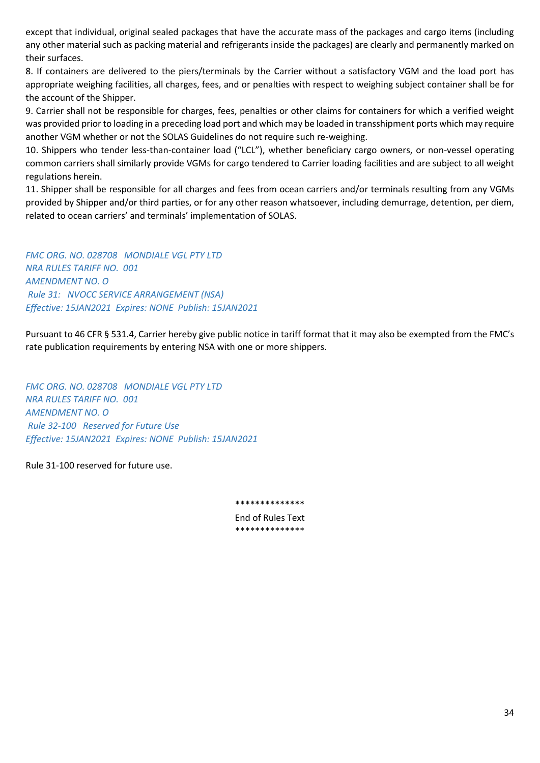except that individual, original sealed packages that have the accurate mass of the packages and cargo items (including any other material such as packing material and refrigerants inside the packages) are clearly and permanently marked on their surfaces.

8. If containers are delivered to the piers/terminals by the Carrier without a satisfactory VGM and the load port has appropriate weighing facilities, all charges, fees, and or penalties with respect to weighing subject container shall be for the account of the Shipper.

9. Carrier shall not be responsible for charges, fees, penalties or other claims for containers for which a verified weight was provided prior to loading in a preceding load port and which may be loaded in transshipment ports which may require another VGM whether or not the SOLAS Guidelines do not require such re-weighing.

10. Shippers who tender less-than-container load ("LCL"), whether beneficiary cargo owners, or non-vessel operating common carriers shall similarly provide VGMs for cargo tendered to Carrier loading facilities and are subject to all weight regulations herein.

11. Shipper shall be responsible for all charges and fees from ocean carriers and/or terminals resulting from any VGMs provided by Shipper and/or third parties, or for any other reason whatsoever, including demurrage, detention, per diem, related to ocean carriers' and terminals' implementation of SOLAS.

*FMC ORG. NO. 028708 MONDIALE VGL PTY LTD*
*NRA RULES TARIFF NO. 001*
*AMENDMENT NO. O*
*Rule 31: NVOCC SERVICE ARRANGEMENT (NSA)*
*Effective: 15JAN2021 Expires: NONE Publish: 15JAN2021*

Pursuant to 46 CFR § 531.4, Carrier hereby give public notice in tariff format that it may also be exempted from the FMC's rate publication requirements by entering NSA with one or more shippers.

*FMC ORG. NO. 028708 MONDIALE VGL PTY LTD*
*NRA RULES TARIFF NO. 001*
*AMENDMENT NO. O*
*Rule 32-100 Reserved for Future Use*
*Effective: 15JAN2021 Expires: NONE Publish: 15JAN2021*

Rule 31-100 reserved for future use.

**************
End of Rules Text
**************